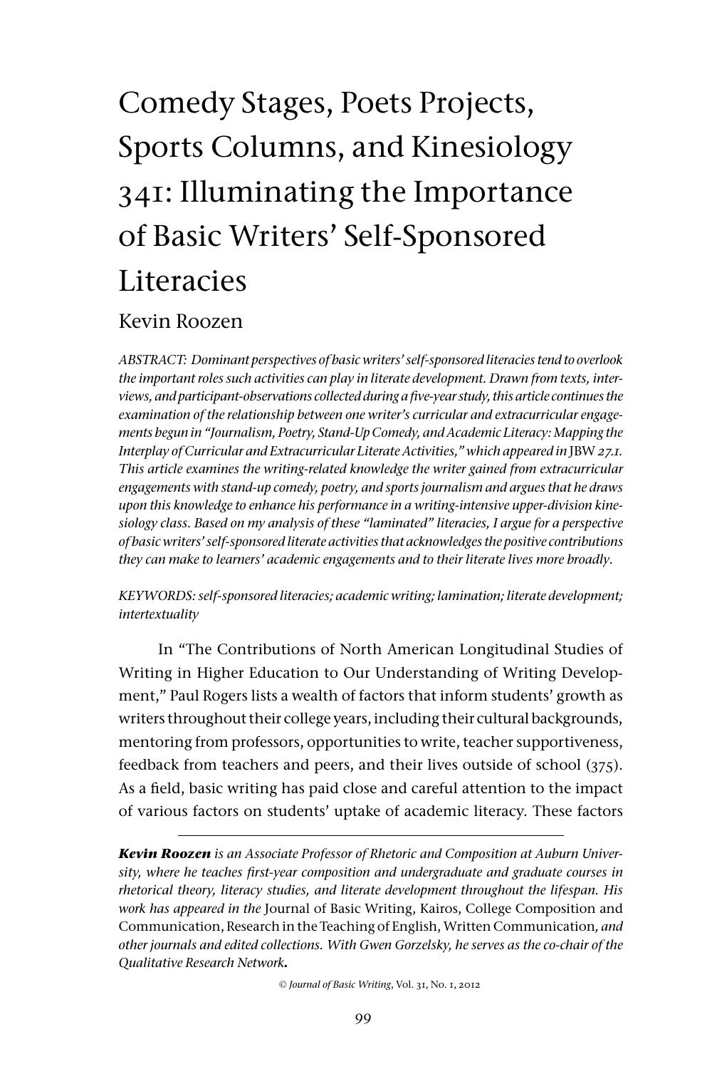# Comedy Stages, Poets Projects, Sports Columns, and Kinesiology 341: Illuminating the Importance of Basic Writers' Self-Sponsored Literacies

Kevin Roozen

*ABSTRACT: Dominant perspectives of basic writers' self-sponsored literacies tend to overlook the important roles such activities can play in literate development. Drawn from texts, interviews, and participant-observations collected during a five-year study, this article continues the examination of the relationship between one writer's curricular and extracurricular engagements begun in "Journalism, Poetry, Stand-Up Comedy, and Academic Literacy: Mapping the Interplay of Curricular and Extracurricular Literate Activities," which appeared in* JBW *27.1. This article examines the writing-related knowledge the writer gained from extracurricular engagements with stand-up comedy, poetry, and sports journalism and argues that he draws upon this knowledge to enhance his performance in a writing-intensive upper-division kinesiology class. Based on my analysis of these "laminated" literacies, I argue for a perspective of basic writers' self-sponsored literate activities that acknowledges the positive contributions they can make to learners' academic engagements and to their literate lives more broadly.*

*KEYWORDS: self-sponsored literacies; academic writing; lamination; literate development; intertextuality*

In "The Contributions of North American Longitudinal Studies of Writing in Higher Education to Our Understanding of Writing Development," Paul Rogers lists a wealth of factors that inform students' growth as writers throughout their college years, including their cultural backgrounds, mentoring from professors, opportunities to write, teacher supportiveness, feedback from teachers and peers, and their lives outside of school (375). As a field, basic writing has paid close and careful attention to the impact of various factors on students' uptake of academic literacy. These factors

---

***Kevin Roozen*** *is an Associate Professor of Rhetoric and Composition at Auburn University, where he teaches first-year composition and undergraduate and graduate courses in rhetorical theory, literacy studies, and literate development throughout the lifespan. His work has appeared in the* Journal of Basic Writing, Kairos, College Composition and Communication, Research in the Teaching of English, Written Communication, *and other journals and edited collections. With Gwen Gorzelsky, he serves as the co-chair of the Qualitative Research Network.*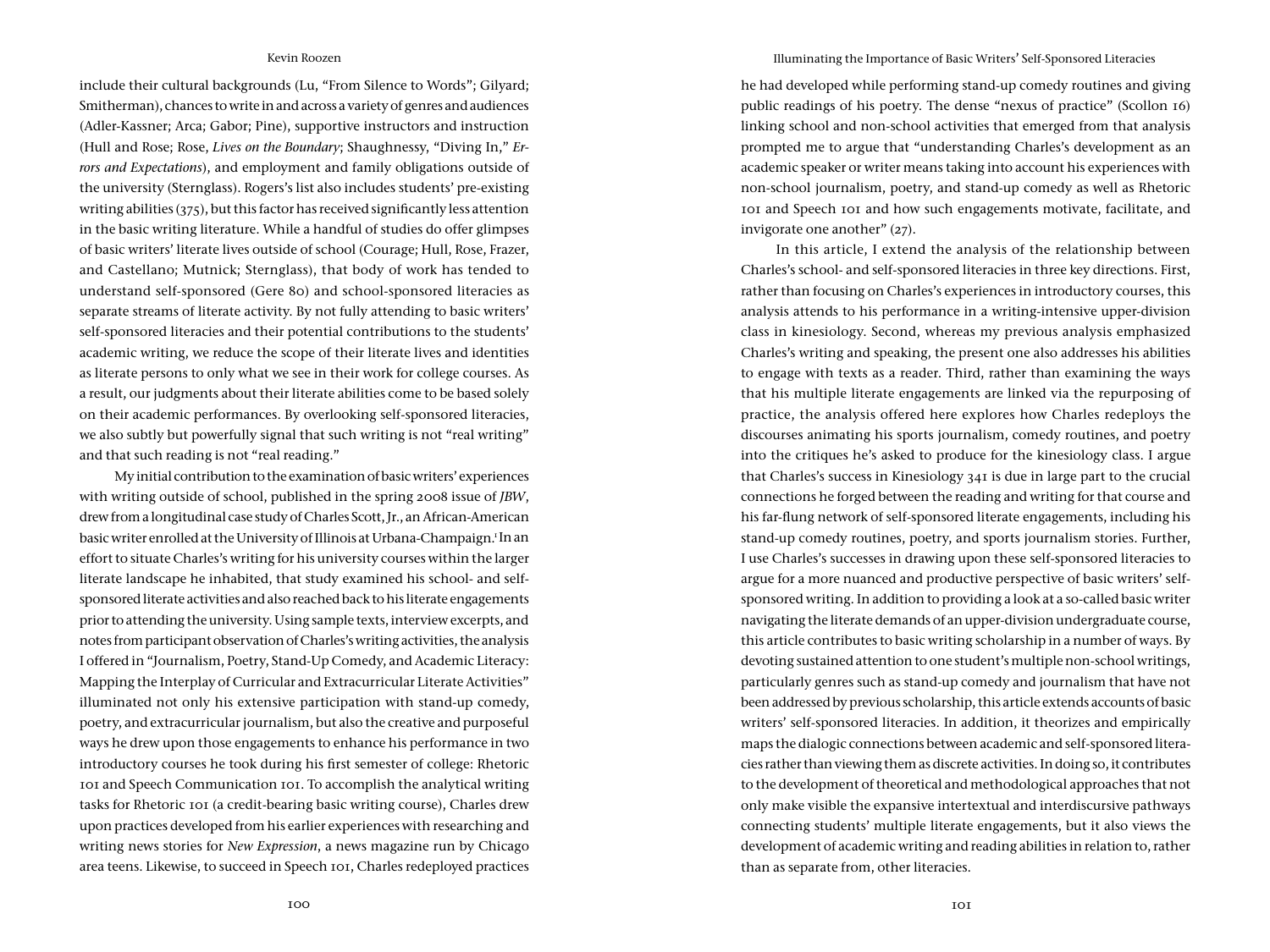include their cultural backgrounds (Lu, "From Silence to Words"; Gilyard; Smitherman), chances to write in and across a variety of genres and audiences (Adler-Kassner; Arca; Gabor; Pine), supportive instructors and instruction (Hull and Rose; Rose, *Lives on the Boundary*; Shaughnessy, "Diving In," *Errors and Expectations*), and employment and family obligations outside of the university (Sternglass). Rogers's list also includes students' pre-existing writing abilities (375), but this factor has received significantly less attention in the basic writing literature. While a handful of studies do offer glimpses of basic writers' literate lives outside of school (Courage; Hull, Rose, Frazer, and Castellano; Mutnick; Sternglass), that body of work has tended to understand self-sponsored (Gere 80) and school-sponsored literacies as separate streams of literate activity. By not fully attending to basic writers' self-sponsored literacies and their potential contributions to the students' academic writing, we reduce the scope of their literate lives and identities as literate persons to only what we see in their work for college courses. As a result, our judgments about their literate abilities come to be based solely on their academic performances. By overlooking self-sponsored literacies, we also subtly but powerfully signal that such writing is not "real writing" and that such reading is not "real reading."

My initial contribution to the examination of basic writers' experiences with writing outside of school, published in the spring 2008 issue of *JBW*, drew from a longitudinal case study of Charles Scott, Jr., an African-American basic writer enrolled at the University of Illinois at Urbana-Champaign.[1] In an effort to situate Charles's writing for his university courses within the larger literate landscape he inhabited, that study examined his school- and self-sponsored literate activities and also reached back to his literate engagements prior to attending the university. Using sample texts, interview excerpts, and notes from participant observation of Charles's writing activities, the analysis I offered in "Journalism, Poetry, Stand-Up Comedy, and Academic Literacy: Mapping the Interplay of Curricular and Extracurricular Literate Activities" illuminated not only his extensive participation with stand-up comedy, poetry, and extracurricular journalism, but also the creative and purposeful ways he drew upon those engagements to enhance his performance in two introductory courses he took during his first semester of college: Rhetoric 101 and Speech Communication 101. To accomplish the analytical writing tasks for Rhetoric 101 (a credit-bearing basic writing course), Charles drew upon practices developed from his earlier experiences with researching and writing news stories for *New Expression*, a news magazine run by Chicago area teens. Likewise, to succeed in Speech 101, Charles redeployed practices he had developed while performing stand-up comedy routines and giving public readings of his poetry. The dense "nexus of practice" (Scollon 16) linking school and non-school activities that emerged from that analysis prompted me to argue that "understanding Charles's development as an academic speaker or writer means taking into account his experiences with non-school journalism, poetry, and stand-up comedy as well as Rhetoric 101 and Speech 101 and how such engagements motivate, facilitate, and invigorate one another" (27).

In this article, I extend the analysis of the relationship between Charles's school- and self-sponsored literacies in three key directions. First, rather than focusing on Charles's experiences in introductory courses, this analysis attends to his performance in a writing-intensive upper-division class in kinesiology. Second, whereas my previous analysis emphasized Charles's writing and speaking, the present one also addresses his abilities to engage with texts as a reader. Third, rather than examining the ways that his multiple literate engagements are linked via the repurposing of practice, the analysis offered here explores how Charles redeploys the discourses animating his sports journalism, comedy routines, and poetry into the critiques he's asked to produce for the kinesiology class. I argue that Charles's success in Kinesiology 341 is due in large part to the crucial connections he forged between the reading and writing for that course and his far-flung network of self-sponsored literate engagements, including his stand-up comedy routines, poetry, and sports journalism stories. Further, I use Charles's successes in drawing upon these self-sponsored literacies to argue for a more nuanced and productive perspective of basic writers' self-sponsored writing. In addition to providing a look at a so-called basic writer navigating the literate demands of an upper-division undergraduate course, this article contributes to basic writing scholarship in a number of ways. By devoting sustained attention to one student's multiple non-school writings, particularly genres such as stand-up comedy and journalism that have not been addressed by previous scholarship, this article extends accounts of basic writers' self-sponsored literacies. In addition, it theorizes and empirically maps the dialogic connections between academic and self-sponsored literacies rather than viewing them as discrete activities. In doing so, it contributes to the development of theoretical and methodological approaches that not only make visible the expansive intertextual and interdiscursive pathways connecting students' multiple literate engagements, but it also views the development of academic writing and reading abilities in relation to, rather than as separate from, other literacies.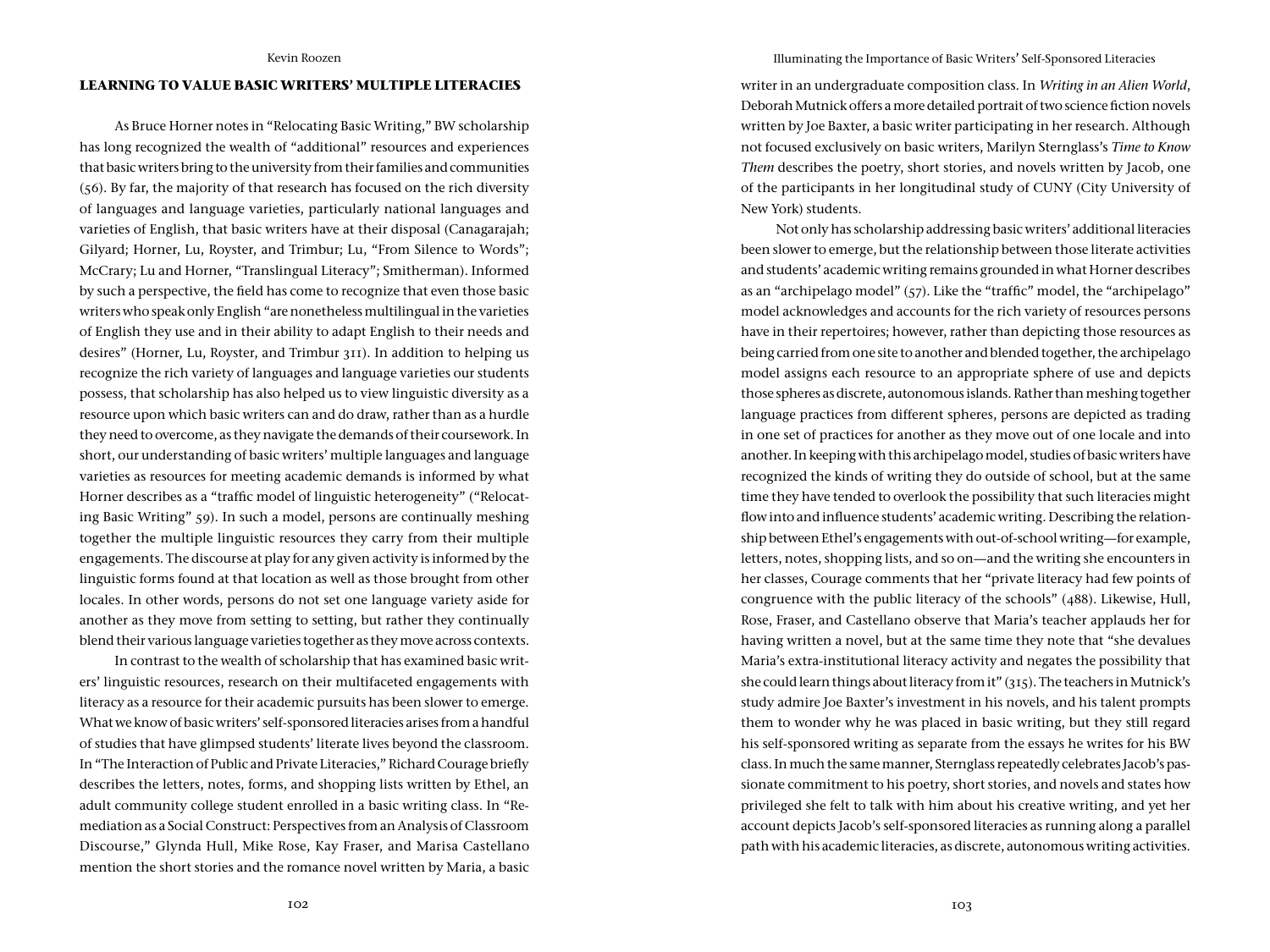## LEARNING TO VALUE BASIC WRITERS' MULTIPLE LITERACIES

As Bruce Horner notes in "Relocating Basic Writing," BW scholarship has long recognized the wealth of "additional" resources and experiences that basic writers bring to the university from their families and communities (56). By far, the majority of that research has focused on the rich diversity of languages and language varieties, particularly national languages and varieties of English, that basic writers have at their disposal (Canagarajah; Gilyard; Horner, Lu, Royster, and Trimbur; Lu, "From Silence to Words"; McCrary; Lu and Horner, "Translingual Literacy"; Smitherman). Informed by such a perspective, the field has come to recognize that even those basic writers who speak only English "are nonetheless multilingual in the varieties of English they use and in their ability to adapt English to their needs and desires" (Horner, Lu, Royster, and Trimbur 311). In addition to helping us recognize the rich variety of languages and language varieties our students possess, that scholarship has also helped us to view linguistic diversity as a resource upon which basic writers can and do draw, rather than as a hurdle they need to overcome, as they navigate the demands of their coursework. In short, our understanding of basic writers' multiple languages and language varieties as resources for meeting academic demands is informed by what Horner describes as a "traffic model of linguistic heterogeneity" ("Relocating Basic Writing" 59). In such a model, persons are continually meshing together the multiple linguistic resources they carry from their multiple engagements. The discourse at play for any given activity is informed by the linguistic forms found at that location as well as those brought from other locales. In other words, persons do not set one language variety aside for another as they move from setting to setting, but rather they continually blend their various language varieties together as they move across contexts.

In contrast to the wealth of scholarship that has examined basic writers' linguistic resources, research on their multifaceted engagements with literacy as a resource for their academic pursuits has been slower to emerge. What we know of basic writers' self-sponsored literacies arises from a handful of studies that have glimpsed students' literate lives beyond the classroom. In "The Interaction of Public and Private Literacies," Richard Courage briefly describes the letters, notes, forms, and shopping lists written by Ethel, an adult community college student enrolled in a basic writing class. In "Remediation as a Social Construct: Perspectives from an Analysis of Classroom Discourse," Glynda Hull, Mike Rose, Kay Fraser, and Marisa Castellano mention the short stories and the romance novel written by Maria, a basic writer in an undergraduate composition class. In *Writing in an Alien World*, Deborah Mutnick offers a more detailed portrait of two science fiction novels written by Joe Baxter, a basic writer participating in her research. Although not focused exclusively on basic writers, Marilyn Sternglass's *Time to Know Them* describes the poetry, short stories, and novels written by Jacob, one of the participants in her longitudinal study of CUNY (City University of New York) students.

Not only has scholarship addressing basic writers' additional literacies been slower to emerge, but the relationship between those literate activities and students' academic writing remains grounded in what Horner describes as an "archipelago model" (57). Like the "traffic" model, the "archipelago" model acknowledges and accounts for the rich variety of resources persons have in their repertoires; however, rather than depicting those resources as being carried from one site to another and blended together, the archipelago model assigns each resource to an appropriate sphere of use and depicts those spheres as discrete, autonomous islands. Rather than meshing together language practices from different spheres, persons are depicted as trading in one set of practices for another as they move out of one locale and into another. In keeping with this archipelago model, studies of basic writers have recognized the kinds of writing they do outside of school, but at the same time they have tended to overlook the possibility that such literacies might flow into and influence students' academic writing. Describing the relationship between Ethel's engagements with out-of-school writing—for example, letters, notes, shopping lists, and so on—and the writing she encounters in her classes, Courage comments that her "private literacy had few points of congruence with the public literacy of the schools" (488). Likewise, Hull, Rose, Fraser, and Castellano observe that Maria's teacher applauds her for having written a novel, but at the same time they note that "she devalues Maria's extra-institutional literacy activity and negates the possibility that she could learn things about literacy from it" (315). The teachers in Mutnick's study admire Joe Baxter's investment in his novels, and his talent prompts them to wonder why he was placed in basic writing, but they still regard his self-sponsored writing as separate from the essays he writes for his BW class. In much the same manner, Sternglass repeatedly celebrates Jacob's passionate commitment to his poetry, short stories, and novels and states how privileged she felt to talk with him about his creative writing, and yet her account depicts Jacob's self-sponsored literacies as running along a parallel path with his academic literacies, as discrete, autonomous writing activities.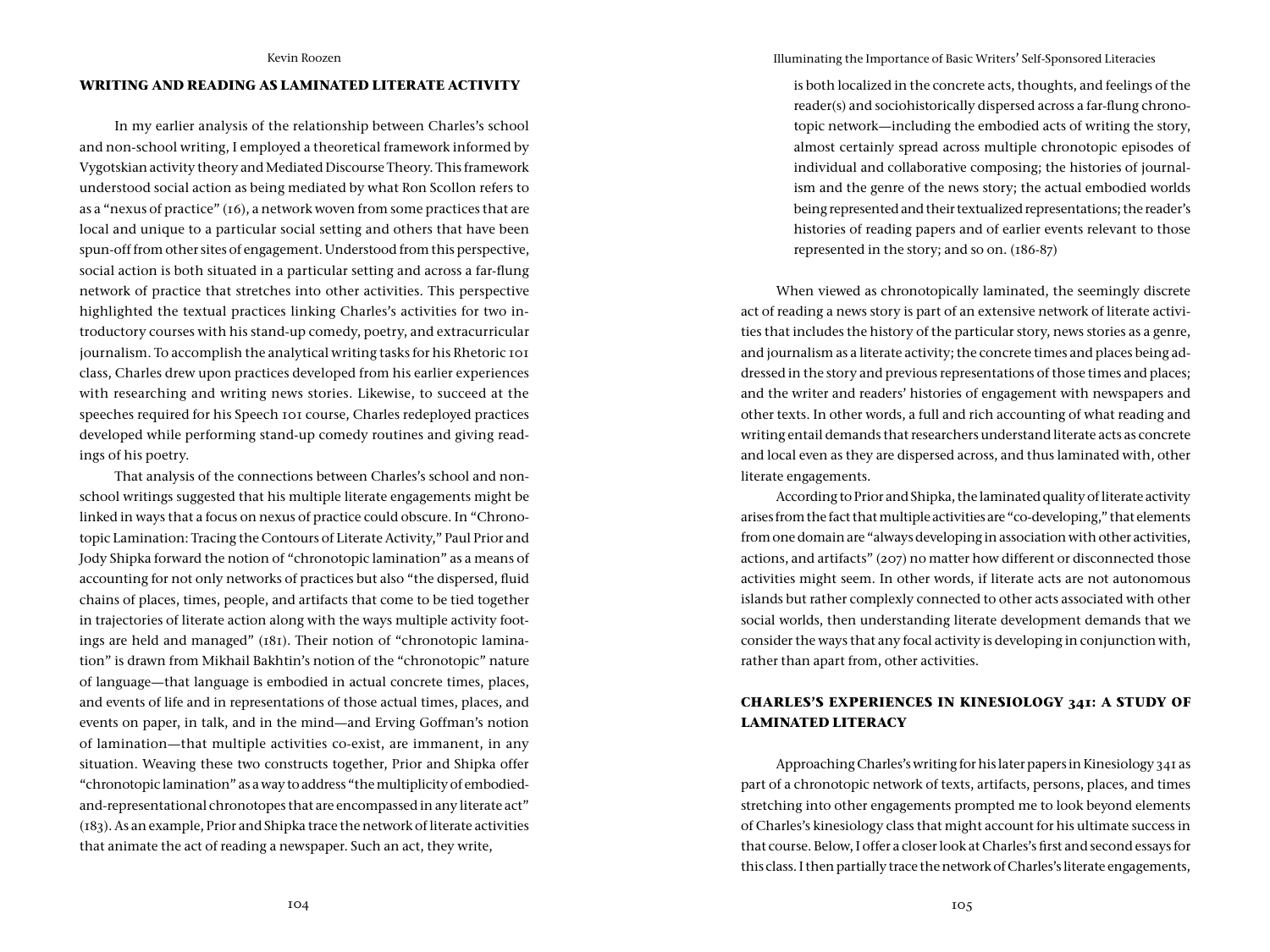## WRITING AND READING AS LAMINATED LITERATE ACTIVITY

In my earlier analysis of the relationship between Charles's school and non-school writing, I employed a theoretical framework informed by Vygotskian activity theory and Mediated Discourse Theory. This framework understood social action as being mediated by what Ron Scollon refers to as a "nexus of practice" (16), a network woven from some practices that are local and unique to a particular social setting and others that have been spun-off from other sites of engagement. Understood from this perspective, social action is both situated in a particular setting and across a far-flung network of practice that stretches into other activities. This perspective highlighted the textual practices linking Charles's activities for two introductory courses with his stand-up comedy, poetry, and extracurricular journalism. To accomplish the analytical writing tasks for his Rhetoric 101 class, Charles drew upon practices developed from his earlier experiences with researching and writing news stories. Likewise, to succeed at the speeches required for his Speech 101 course, Charles redeployed practices developed while performing stand-up comedy routines and giving readings of his poetry.

That analysis of the connections between Charles's school and non-school writings suggested that his multiple literate engagements might be linked in ways that a focus on nexus of practice could obscure. In "Chronotopic Lamination: Tracing the Contours of Literate Activity," Paul Prior and Jody Shipka forward the notion of "chronotopic lamination" as a means of accounting for not only networks of practices but also "the dispersed, fluid chains of places, times, people, and artifacts that come to be tied together in trajectories of literate action along with the ways multiple activity footings are held and managed" (181). Their notion of "chronotopic lamination" is drawn from Mikhail Bakhtin's notion of the "chronotopic" nature of language—that language is embodied in actual concrete times, places, and events of life and in representations of those actual times, places, and events on paper, in talk, and in the mind—and Erving Goffman's notion of lamination—that multiple activities co-exist, are immanent, in any situation. Weaving these two constructs together, Prior and Shipka offer "chronotopic lamination" as a way to address "the multiplicity of embodied-and-representational chronotopes that are encompassed in any literate act" (183). As an example, Prior and Shipka trace the network of literate activities that animate the act of reading a newspaper. Such an act, they write,

> is both localized in the concrete acts, thoughts, and feelings of the reader(s) and sociohistorically dispersed across a far-flung chronotopic network—including the embodied acts of writing the story, almost certainly spread across multiple chronotopic episodes of individual and collaborative composing; the histories of journalism and the genre of the news story; the actual embodied worlds being represented and their textualized representations; the reader's histories of reading papers and of earlier events relevant to those represented in the story; and so on. (186-87)

When viewed as chronotopically laminated, the seemingly discrete act of reading a news story is part of an extensive network of literate activities that includes the history of the particular story, news stories as a genre, and journalism as a literate activity; the concrete times and places being addressed in the story and previous representations of those times and places; and the writer and readers' histories of engagement with newspapers and other texts. In other words, a full and rich accounting of what reading and writing entail demands that researchers understand literate acts as concrete and local even as they are dispersed across, and thus laminated with, other literate engagements.

According to Prior and Shipka, the laminated quality of literate activity arises from the fact that multiple activities are "co-developing," that elements from one domain are "always developing in association with other activities, actions, and artifacts" (207) no matter how different or disconnected those activities might seem. In other words, if literate acts are not autonomous islands but rather complexly connected to other acts associated with other social worlds, then understanding literate development demands that we consider the ways that any focal activity is developing in conjunction with, rather than apart from, other activities.

## CHARLES'S EXPERIENCES IN KINESIOLOGY 341: A STUDY OF LAMINATED LITERACY

Approaching Charles's writing for his later papers in Kinesiology 341 as part of a chronotopic network of texts, artifacts, persons, places, and times stretching into other engagements prompted me to look beyond elements of Charles's kinesiology class that might account for his ultimate success in that course. Below, I offer a closer look at Charles's first and second essays for this class. I then partially trace the network of Charles's literate engagements,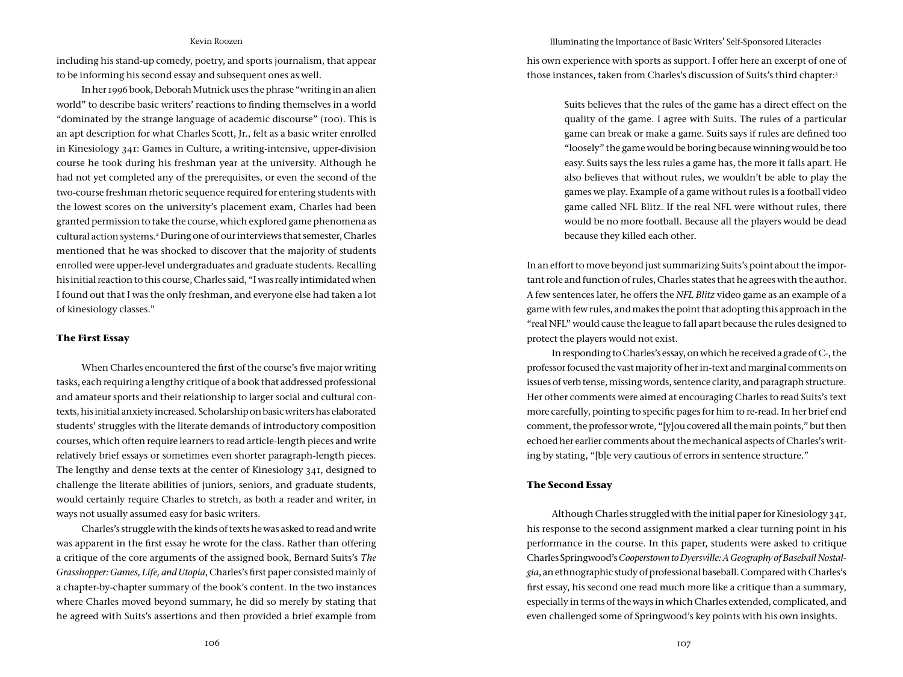including his stand-up comedy, poetry, and sports journalism, that appear to be informing his second essay and subsequent ones as well.

In her 1996 book, Deborah Mutnick uses the phrase "writing in an alien world" to describe basic writers' reactions to finding themselves in a world "dominated by the strange language of academic discourse" (100). This is an apt description for what Charles Scott, Jr., felt as a basic writer enrolled in Kinesiology 341: Games in Culture, a writing-intensive, upper-division course he took during his freshman year at the university. Although he had not yet completed any of the prerequisites, or even the second of the two-course freshman rhetoric sequence required for entering students with the lowest scores on the university's placement exam, Charles had been granted permission to take the course, which explored game phenomena as cultural action systems.[2] During one of our interviews that semester, Charles mentioned that he was shocked to discover that the majority of students enrolled were upper-level undergraduates and graduate students. Recalling his initial reaction to this course, Charles said, "I was really intimidated when I found out that I was the only freshman, and everyone else had taken a lot of kinesiology classes."

### The First Essay

When Charles encountered the first of the course's five major writing tasks, each requiring a lengthy critique of a book that addressed professional and amateur sports and their relationship to larger social and cultural contexts, his initial anxiety increased. Scholarship on basic writers has elaborated students' struggles with the literate demands of introductory composition courses, which often require learners to read article-length pieces and write relatively brief essays or sometimes even shorter paragraph-length pieces. The lengthy and dense texts at the center of Kinesiology 341, designed to challenge the literate abilities of juniors, seniors, and graduate students, would certainly require Charles to stretch, as both a reader and writer, in ways not usually assumed easy for basic writers.

Charles's struggle with the kinds of texts he was asked to read and write was apparent in the first essay he wrote for the class. Rather than offering a critique of the core arguments of the assigned book, Bernard Suits's *The Grasshopper: Games, Life, and Utopia*, Charles's first paper consisted mainly of a chapter-by-chapter summary of the book's content. In the two instances where Charles moved beyond summary, he did so merely by stating that he agreed with Suits's assertions and then provided a brief example from his own experience with sports as support. I offer here an excerpt of one of those instances, taken from Charles's discussion of Suits's third chapter:[3]

> Suits believes that the rules of the game has a direct effect on the quality of the game. I agree with Suits. The rules of a particular game can break or make a game. Suits says if rules are defined too "loosely" the game would be boring because winning would be too easy. Suits says the less rules a game has, the more it falls apart. He also believes that without rules, we wouldn't be able to play the games we play. Example of a game without rules is a football video game called NFL Blitz. If the real NFL were without rules, there would be no more football. Because all the players would be dead because they killed each other.

In an effort to move beyond just summarizing Suits's point about the important role and function of rules, Charles states that he agrees with the author. A few sentences later, he offers the *NFL Blitz* video game as an example of a game with few rules, and makes the point that adopting this approach in the "real NFL" would cause the league to fall apart because the rules designed to protect the players would not exist.

In responding to Charles's essay, on which he received a grade of C-, the professor focused the vast majority of her in-text and marginal comments on issues of verb tense, missing words, sentence clarity, and paragraph structure. Her other comments were aimed at encouraging Charles to read Suits's text more carefully, pointing to specific pages for him to re-read. In her brief end comment, the professor wrote, "[y]ou covered all the main points," but then echoed her earlier comments about the mechanical aspects of Charles's writing by stating, "[b]e very cautious of errors in sentence structure."

### The Second Essay

Although Charles struggled with the initial paper for Kinesiology 341, his response to the second assignment marked a clear turning point in his performance in the course. In this paper, students were asked to critique Charles Springwood's *Cooperstown to Dyersville: A Geography of Baseball Nostalgia*, an ethnographic study of professional baseball. Compared with Charles's first essay, his second one read much more like a critique than a summary, especially in terms of the ways in which Charles extended, complicated, and even challenged some of Springwood's key points with his own insights.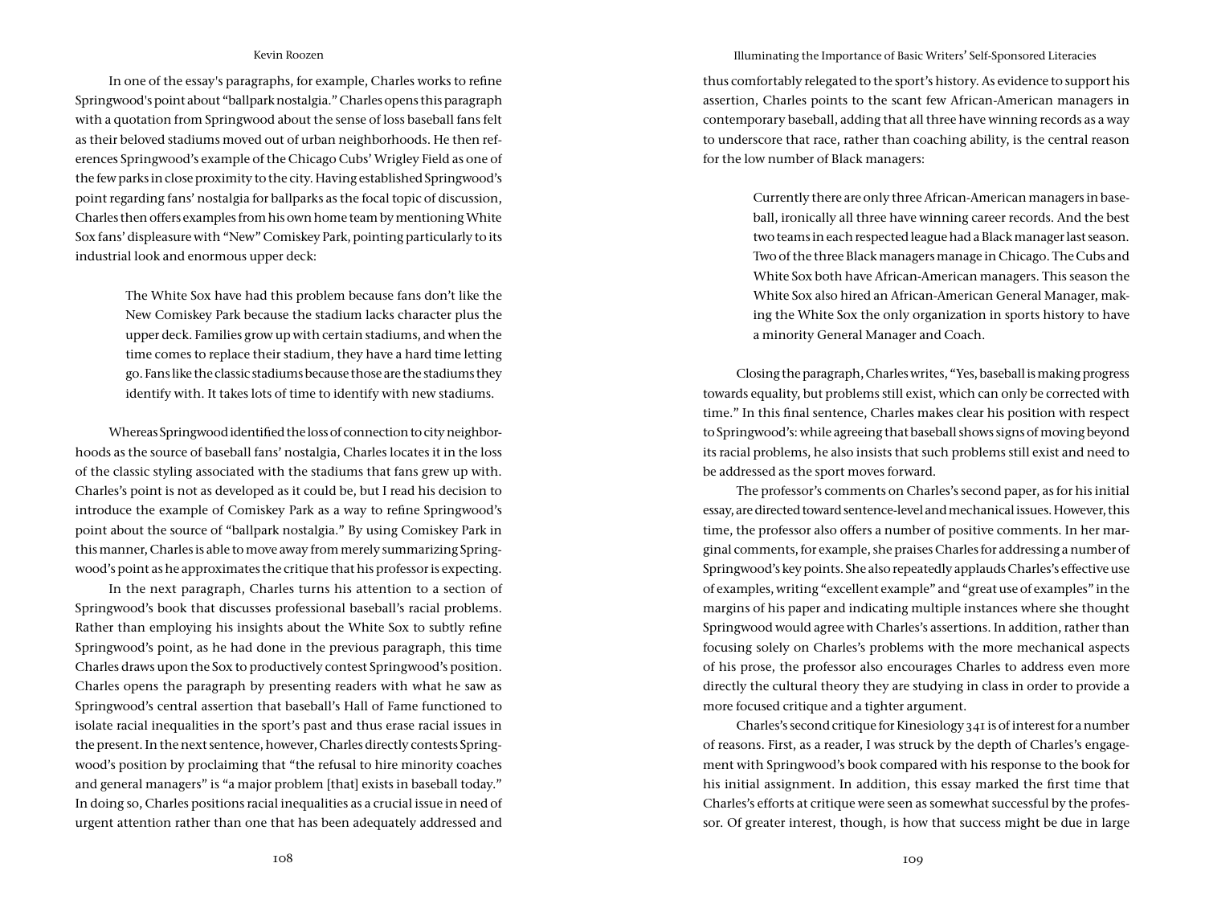In one of the essay's paragraphs, for example, Charles works to refine Springwood's point about "ballpark nostalgia." Charles opens this paragraph with a quotation from Springwood about the sense of loss baseball fans felt as their beloved stadiums moved out of urban neighborhoods. He then references Springwood's example of the Chicago Cubs' Wrigley Field as one of the few parks in close proximity to the city. Having established Springwood's point regarding fans' nostalgia for ballparks as the focal topic of discussion, Charles then offers examples from his own home team by mentioning White Sox fans' displeasure with "New" Comiskey Park, pointing particularly to its industrial look and enormous upper deck:

> The White Sox have had this problem because fans don't like the New Comiskey Park because the stadium lacks character plus the upper deck. Families grow up with certain stadiums, and when the time comes to replace their stadium, they have a hard time letting go. Fans like the classic stadiums because those are the stadiums they identify with. It takes lots of time to identify with new stadiums.

Whereas Springwood identified the loss of connection to city neighborhoods as the source of baseball fans' nostalgia, Charles locates it in the loss of the classic styling associated with the stadiums that fans grew up with. Charles's point is not as developed as it could be, but I read his decision to introduce the example of Comiskey Park as a way to refine Springwood's point about the source of "ballpark nostalgia." By using Comiskey Park in this manner, Charles is able to move away from merely summarizing Springwood's point as he approximates the critique that his professor is expecting.

In the next paragraph, Charles turns his attention to a section of Springwood's book that discusses professional baseball's racial problems. Rather than employing his insights about the White Sox to subtly refine Springwood's point, as he had done in the previous paragraph, this time Charles draws upon the Sox to productively contest Springwood's position. Charles opens the paragraph by presenting readers with what he saw as Springwood's central assertion that baseball's Hall of Fame functioned to isolate racial inequalities in the sport's past and thus erase racial issues in the present. In the next sentence, however, Charles directly contests Springwood's position by proclaiming that "the refusal to hire minority coaches and general managers" is "a major problem [that] exists in baseball today." In doing so, Charles positions racial inequalities as a crucial issue in need of urgent attention rather than one that has been adequately addressed and thus comfortably relegated to the sport's history. As evidence to support his assertion, Charles points to the scant few African-American managers in contemporary baseball, adding that all three have winning records as a way to underscore that race, rather than coaching ability, is the central reason for the low number of Black managers:

> Currently there are only three African-American managers in baseball, ironically all three have winning career records. And the best two teams in each respected league had a Black manager last season. Two of the three Black managers manage in Chicago. The Cubs and White Sox both have African-American managers. This season the White Sox also hired an African-American General Manager, making the White Sox the only organization in sports history to have a minority General Manager and Coach.

Closing the paragraph, Charles writes, "Yes, baseball is making progress towards equality, but problems still exist, which can only be corrected with time." In this final sentence, Charles makes clear his position with respect to Springwood's: while agreeing that baseball shows signs of moving beyond its racial problems, he also insists that such problems still exist and need to be addressed as the sport moves forward.

The professor's comments on Charles's second paper, as for his initial essay, are directed toward sentence-level and mechanical issues. However, this time, the professor also offers a number of positive comments. In her marginal comments, for example, she praises Charles for addressing a number of Springwood's key points. She also repeatedly applauds Charles's effective use of examples, writing "excellent example" and "great use of examples" in the margins of his paper and indicating multiple instances where she thought Springwood would agree with Charles's assertions. In addition, rather than focusing solely on Charles's problems with the more mechanical aspects of his prose, the professor also encourages Charles to address even more directly the cultural theory they are studying in class in order to provide a more focused critique and a tighter argument.

Charles's second critique for Kinesiology 341 is of interest for a number of reasons. First, as a reader, I was struck by the depth of Charles's engagement with Springwood's book compared with his response to the book for his initial assignment. In addition, this essay marked the first time that Charles's efforts at critique were seen as somewhat successful by the professor. Of greater interest, though, is how that success might be due in large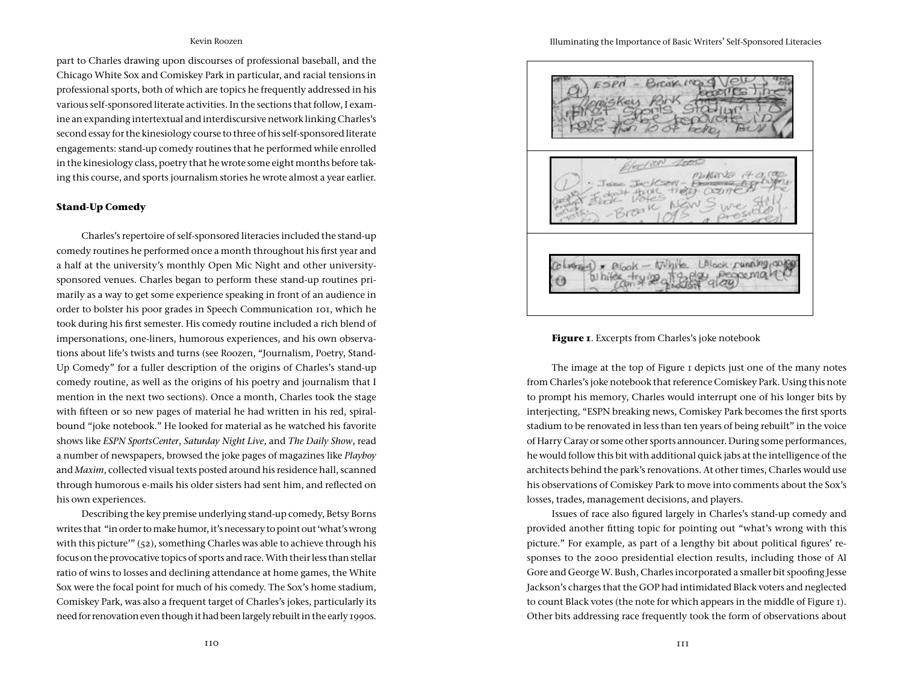part to Charles drawing upon discourses of professional baseball, and the Chicago White Sox and Comiskey Park in particular, and racial tensions in professional sports, both of which are topics he frequently addressed in his various self-sponsored literate activities. In the sections that follow, I examine an expanding intertextual and interdiscursive network linking Charles's second essay for the kinesiology course to three of his self-sponsored literate engagements: stand-up comedy routines that he performed while enrolled in the kinesiology class, poetry that he wrote some eight months before taking this course, and sports journalism stories he wrote almost a year earlier.

### Stand-Up Comedy

Charles's repertoire of self-sponsored literacies included the stand-up comedy routines he performed once a month throughout his first year and a half at the university's monthly Open Mic Night and other university-sponsored venues. Charles began to perform these stand-up routines primarily as a way to get some experience speaking in front of an audience in order to bolster his poor grades in Speech Communication 101, which he took during his first semester. His comedy routine included a rich blend of impersonations, one-liners, humorous experiences, and his own observations about life's twists and turns (see Roozen, "Journalism, Poetry, Stand-Up Comedy" for a fuller description of the origins of Charles's stand-up comedy routine, as well as the origins of his poetry and journalism that I mention in the next two sections). Once a month, Charles took the stage with fifteen or so new pages of material he had written in his red, spiral-bound "joke notebook." He looked for material as he watched his favorite shows like *ESPN SportsCenter*, *Saturday Night Live*, and *The Daily Show*, read a number of newspapers, browsed the joke pages of magazines like *Playboy* and *Maxim*, collected visual texts posted around his residence hall, scanned through humorous e-mails his older sisters had sent him, and reflected on his own experiences.

Describing the key premise underlying stand-up comedy, Betsy Borns writes that "in order to make humor, it's necessary to point out 'what's wrong with this picture'" (52), something Charles was able to achieve through his focus on the provocative topics of sports and race. With their less than stellar ratio of wins to losses and declining attendance at home games, the White Sox were the focal point for much of his comedy. The Sox's home stadium, Comiskey Park, was also a frequent target of Charles's jokes, particularly its need for renovation even though it had been largely rebuilt in the early 1990s.

**Figure 1**. Excerpts from Charles's joke notebook

The image at the top of Figure 1 depicts just one of the many notes from Charles's joke notebook that reference Comiskey Park. Using this note to prompt his memory, Charles would interrupt one of his longer bits by interjecting, "ESPN breaking news, Comiskey Park becomes the first sports stadium to be renovated in less than ten years of being rebuilt" in the voice of Harry Caray or some other sports announcer. During some performances, he would follow this bit with additional quick jabs at the intelligence of the architects behind the park's renovations. At other times, Charles would use his observations of Comiskey Park to move into comments about the Sox's losses, trades, management decisions, and players.

Issues of race also figured largely in Charles's stand-up comedy and provided another fitting topic for pointing out "what's wrong with this picture." For example, as part of a lengthy bit about political figures' responses to the 2000 presidential election results, including those of Al Gore and George W. Bush, Charles incorporated a smaller bit spoofing Jesse Jackson's charges that the GOP had intimidated Black voters and neglected to count Black votes (the note for which appears in the middle of Figure 1). Other bits addressing race frequently took the form of observations about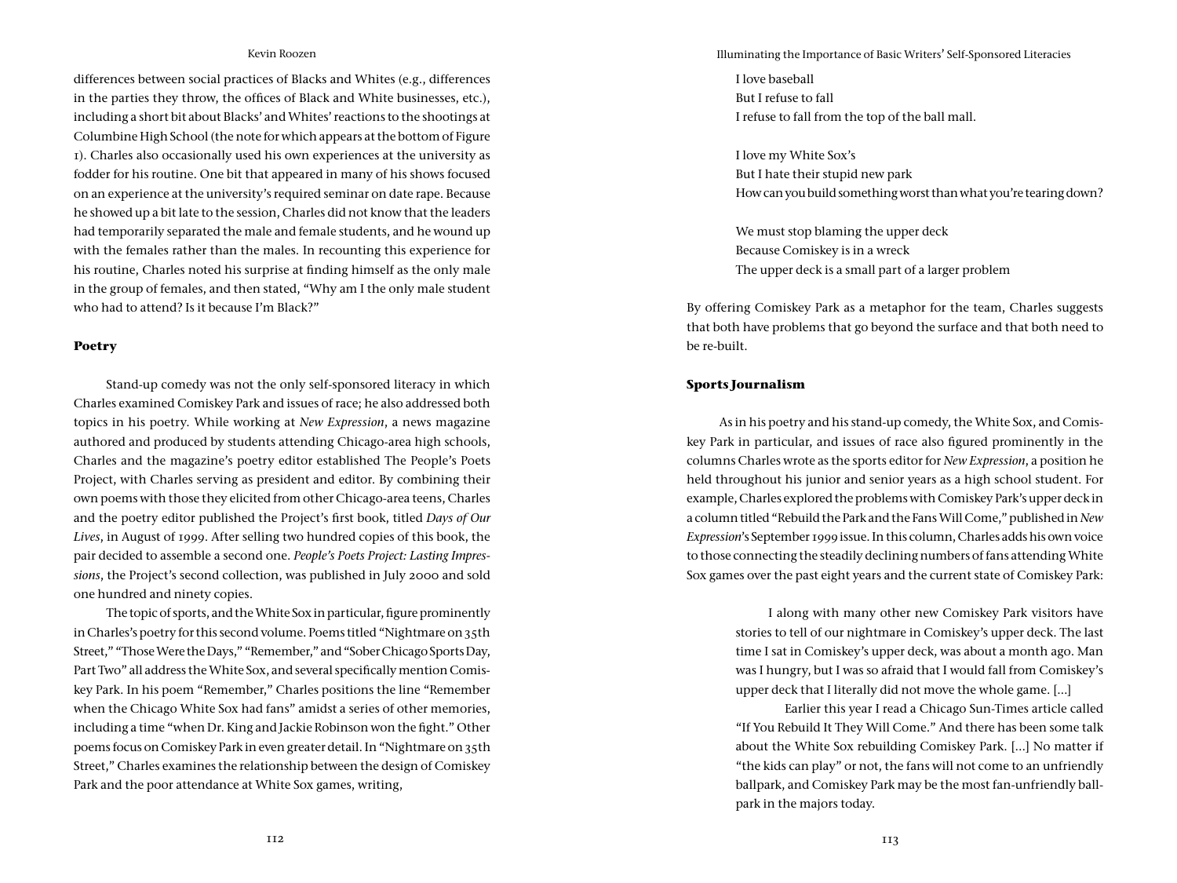differences between social practices of Blacks and Whites (e.g., differences in the parties they throw, the offices of Black and White businesses, etc.), including a short bit about Blacks' and Whites' reactions to the shootings at Columbine High School (the note for which appears at the bottom of Figure 1). Charles also occasionally used his own experiences at the university as fodder for his routine. One bit that appeared in many of his shows focused on an experience at the university's required seminar on date rape. Because he showed up a bit late to the session, Charles did not know that the leaders had temporarily separated the male and female students, and he wound up with the females rather than the males. In recounting this experience for his routine, Charles noted his surprise at finding himself as the only male in the group of females, and then stated, "Why am I the only male student who had to attend? Is it because I'm Black?"

### Poetry

Stand-up comedy was not the only self-sponsored literacy in which Charles examined Comiskey Park and issues of race; he also addressed both topics in his poetry. While working at *New Expression*, a news magazine authored and produced by students attending Chicago-area high schools, Charles and the magazine's poetry editor established The People's Poets Project, with Charles serving as president and editor. By combining their own poems with those they elicited from other Chicago-area teens, Charles and the poetry editor published the Project's first book, titled *Days of Our Lives*, in August of 1999. After selling two hundred copies of this book, the pair decided to assemble a second one. *People's Poets Project: Lasting Impressions*, the Project's second collection, was published in July 2000 and sold one hundred and ninety copies.

The topic of sports, and the White Sox in particular, figure prominently in Charles's poetry for this second volume. Poems titled "Nightmare on 35th Street," "Those Were the Days," "Remember," and "Sober Chicago Sports Day, Part Two" all address the White Sox, and several specifically mention Comiskey Park. In his poem "Remember," Charles positions the line "Remember when the Chicago White Sox had fans" amidst a series of other memories, including a time "when Dr. King and Jackie Robinson won the fight." Other poems focus on Comiskey Park in even greater detail. In "Nightmare on 35th Street," Charles examines the relationship between the design of Comiskey Park and the poor attendance at White Sox games, writing,

> I love baseball  
> But I refuse to fall  
> I refuse to fall from the top of the ball mall.
>
> I love my White Sox's  
> But I hate their stupid new park  
> How can you build something worst than what you're tearing down?
>
> We must stop blaming the upper deck  
> Because Comiskey is in a wreck  
> The upper deck is a small part of a larger problem

By offering Comiskey Park as a metaphor for the team, Charles suggests that both have problems that go beyond the surface and that both need to be re-built.

### Sports Journalism

As in his poetry and his stand-up comedy, the White Sox, and Comiskey Park in particular, and issues of race also figured prominently in the columns Charles wrote as the sports editor for *New Expression*, a position he held throughout his junior and senior years as a high school student. For example, Charles explored the problems with Comiskey Park's upper deck in a column titled "Rebuild the Park and the Fans Will Come," published in *New Expression*'s September 1999 issue. In this column, Charles adds his own voice to those connecting the steadily declining numbers of fans attending White Sox games over the past eight years and the current state of Comiskey Park:

> I along with many other new Comiskey Park visitors have stories to tell of our nightmare in Comiskey's upper deck. The last time I sat in Comiskey's upper deck, was about a month ago. Man was I hungry, but I was so afraid that I would fall from Comiskey's upper deck that I literally did not move the whole game. [...]
>
> Earlier this year I read a Chicago Sun-Times article called "If You Rebuild It They Will Come." And there has been some talk about the White Sox rebuilding Comiskey Park. [...] No matter if "the kids can play" or not, the fans will not come to an unfriendly ballpark, and Comiskey Park may be the most fan-unfriendly ballpark in the majors today.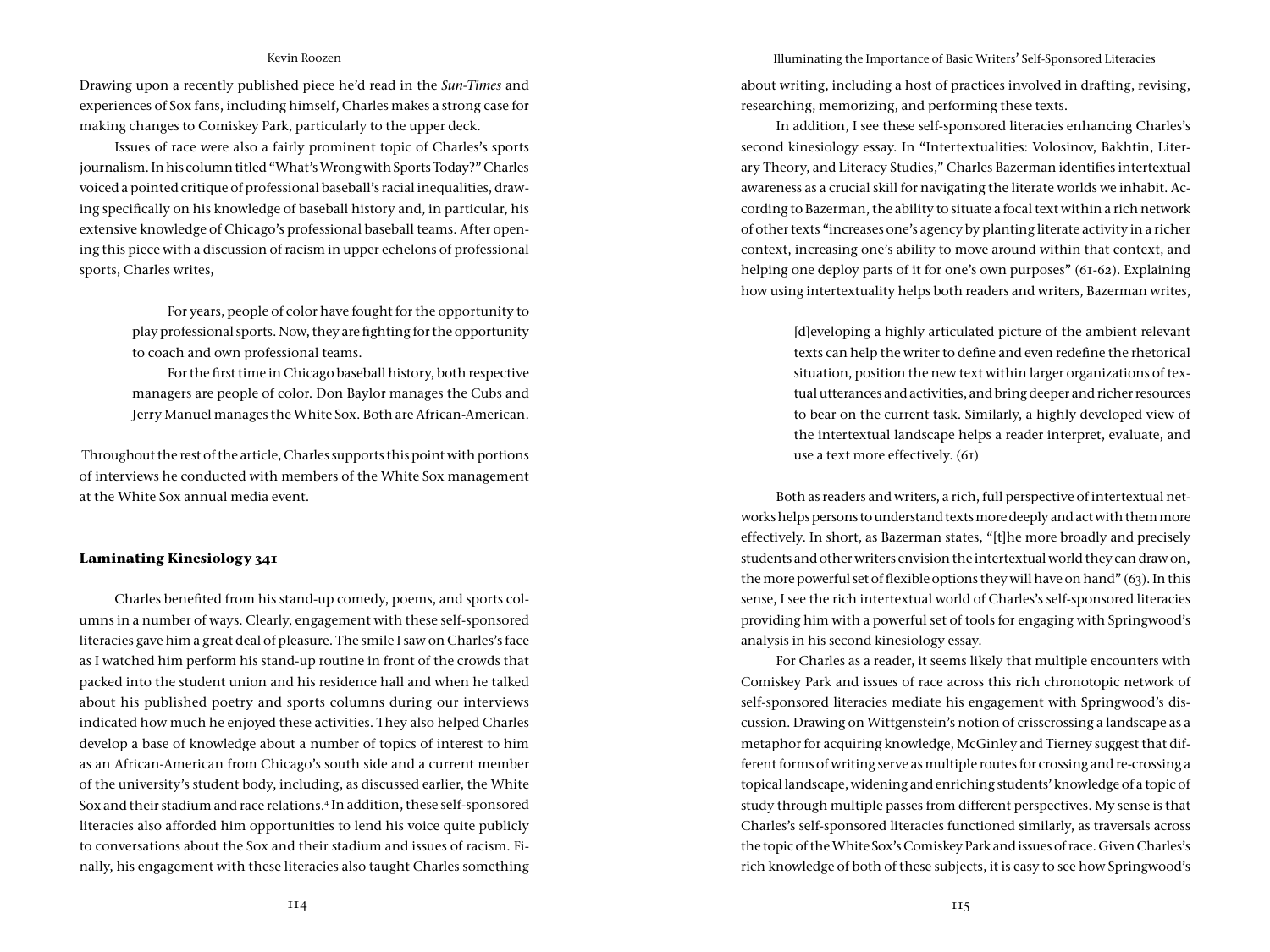Drawing upon a recently published piece he'd read in the *Sun-Times* and experiences of Sox fans, including himself, Charles makes a strong case for making changes to Comiskey Park, particularly to the upper deck.

Issues of race were also a fairly prominent topic of Charles's sports journalism. In his column titled "What's Wrong with Sports Today?" Charles voiced a pointed critique of professional baseball's racial inequalities, drawing specifically on his knowledge of baseball history and, in particular, his extensive knowledge of Chicago's professional baseball teams. After opening this piece with a discussion of racism in upper echelons of professional sports, Charles writes,

> For years, people of color have fought for the opportunity to play professional sports. Now, they are fighting for the opportunity to coach and own professional teams.
>
> For the first time in Chicago baseball history, both respective managers are people of color. Don Baylor manages the Cubs and Jerry Manuel manages the White Sox. Both are African-American.

Throughout the rest of the article, Charles supports this point with portions of interviews he conducted with members of the White Sox management at the White Sox annual media event.

## Laminating Kinesiology 341

Charles benefited from his stand-up comedy, poems, and sports columns in a number of ways. Clearly, engagement with these self-sponsored literacies gave him a great deal of pleasure. The smile I saw on Charles's face as I watched him perform his stand-up routine in front of the crowds that packed into the student union and his residence hall and when he talked about his published poetry and sports columns during our interviews indicated how much he enjoyed these activities. They also helped Charles develop a base of knowledge about a number of topics of interest to him as an African-American from Chicago's south side and a current member of the university's student body, including, as discussed earlier, the White Sox and their stadium and race relations.[4] In addition, these self-sponsored literacies also afforded him opportunities to lend his voice quite publicly to conversations about the Sox and their stadium and issues of racism. Finally, his engagement with these literacies also taught Charles something about writing, including a host of practices involved in drafting, revising, researching, memorizing, and performing these texts.

In addition, I see these self-sponsored literacies enhancing Charles's second kinesiology essay. In "Intertextualities: Volosinov, Bakhtin, Literary Theory, and Literacy Studies," Charles Bazerman identifies intertextual awareness as a crucial skill for navigating the literate worlds we inhabit. According to Bazerman, the ability to situate a focal text within a rich network of other texts "increases one's agency by planting literate activity in a richer context, increasing one's ability to move around within that context, and helping one deploy parts of it for one's own purposes" (61-62). Explaining how using intertextuality helps both readers and writers, Bazerman writes,

> [d]eveloping a highly articulated picture of the ambient relevant texts can help the writer to define and even redefine the rhetorical situation, position the new text within larger organizations of textual utterances and activities, and bring deeper and richer resources to bear on the current task. Similarly, a highly developed view of the intertextual landscape helps a reader interpret, evaluate, and use a text more effectively. (61)

Both as readers and writers, a rich, full perspective of intertextual networks helps persons to understand texts more deeply and act with them more effectively. In short, as Bazerman states, "[t]he more broadly and precisely students and other writers envision the intertextual world they can draw on, the more powerful set of flexible options they will have on hand" (63). In this sense, I see the rich intertextual world of Charles's self-sponsored literacies providing him with a powerful set of tools for engaging with Springwood's analysis in his second kinesiology essay.

For Charles as a reader, it seems likely that multiple encounters with Comiskey Park and issues of race across this rich chronotopic network of self-sponsored literacies mediate his engagement with Springwood's discussion. Drawing on Wittgenstein's notion of crisscrossing a landscape as a metaphor for acquiring knowledge, McGinley and Tierney suggest that different forms of writing serve as multiple routes for crossing and re-crossing a topical landscape, widening and enriching students' knowledge of a topic of study through multiple passes from different perspectives. My sense is that Charles's self-sponsored literacies functioned similarly, as traversals across the topic of the White Sox's Comiskey Park and issues of race. Given Charles's rich knowledge of both of these subjects, it is easy to see how Springwood's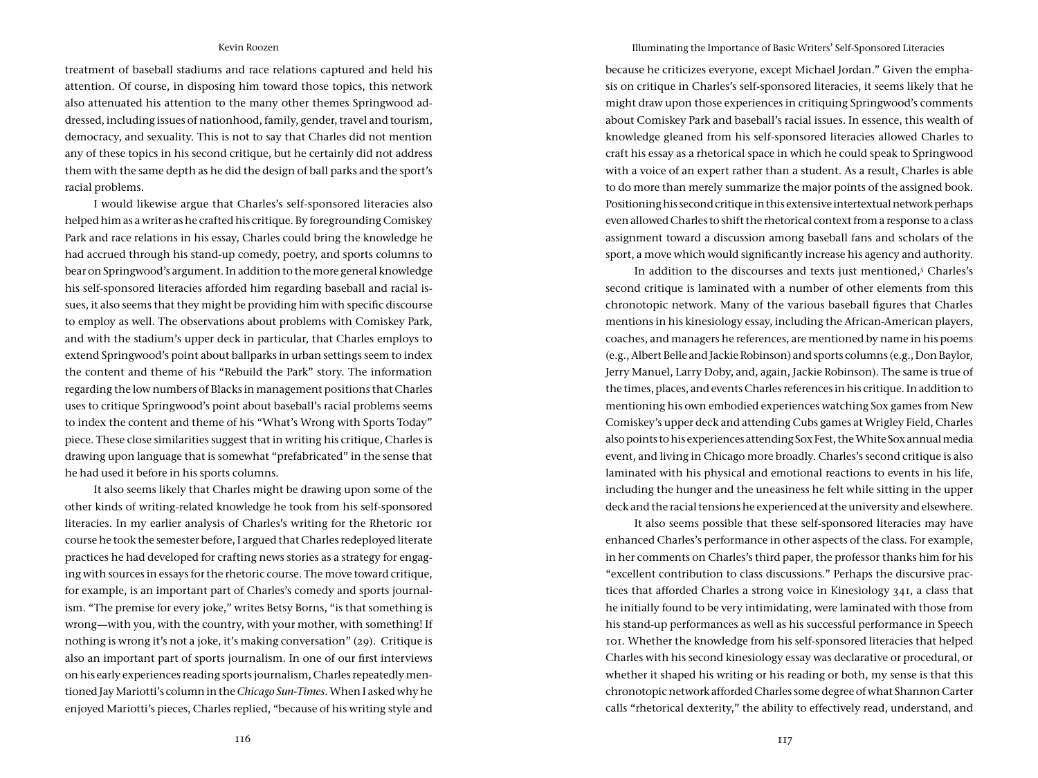treatment of baseball stadiums and race relations captured and held his attention. Of course, in disposing him toward those topics, this network also attenuated his attention to the many other themes Springwood addressed, including issues of nationhood, family, gender, travel and tourism, democracy, and sexuality. This is not to say that Charles did not mention any of these topics in his second critique, but he certainly did not address them with the same depth as he did the design of ball parks and the sport's racial problems.

I would likewise argue that Charles's self-sponsored literacies also helped him as a writer as he crafted his critique. By foregrounding Comiskey Park and race relations in his essay, Charles could bring the knowledge he had accrued through his stand-up comedy, poetry, and sports columns to bear on Springwood's argument. In addition to the more general knowledge his self-sponsored literacies afforded him regarding baseball and racial issues, it also seems that they might be providing him with specific discourse to employ as well. The observations about problems with Comiskey Park, and with the stadium's upper deck in particular, that Charles employs to extend Springwood's point about ballparks in urban settings seem to index the content and theme of his "Rebuild the Park" story. The information regarding the low numbers of Blacks in management positions that Charles uses to critique Springwood's point about baseball's racial problems seems to index the content and theme of his "What's Wrong with Sports Today" piece. These close similarities suggest that in writing his critique, Charles is drawing upon language that is somewhat "prefabricated" in the sense that he had used it before in his sports columns.

It also seems likely that Charles might be drawing upon some of the other kinds of writing-related knowledge he took from his self-sponsored literacies. In my earlier analysis of Charles's writing for the Rhetoric 101 course he took the semester before, I argued that Charles redeployed literate practices he had developed for crafting news stories as a strategy for engaging with sources in essays for the rhetoric course. The move toward critique, for example, is an important part of Charles's comedy and sports journalism. "The premise for every joke," writes Betsy Borns, "is that something is wrong—with you, with the country, with your mother, with something! If nothing is wrong it's not a joke, it's making conversation" (29). Critique is also an important part of sports journalism. In one of our first interviews on his early experiences reading sports journalism, Charles repeatedly mentioned Jay Mariotti's column in the *Chicago Sun-Times*. When I asked why he enjoyed Mariotti's pieces, Charles replied, "because of his writing style and because he criticizes everyone, except Michael Jordan." Given the emphasis on critique in Charles's self-sponsored literacies, it seems likely that he might draw upon those experiences in critiquing Springwood's comments about Comiskey Park and baseball's racial issues. In essence, this wealth of knowledge gleaned from his self-sponsored literacies allowed Charles to craft his essay as a rhetorical space in which he could speak to Springwood with a voice of an expert rather than a student. As a result, Charles is able to do more than merely summarize the major points of the assigned book. Positioning his second critique in this extensive intertextual network perhaps even allowed Charles to shift the rhetorical context from a response to a class assignment toward a discussion among baseball fans and scholars of the sport, a move which would significantly increase his agency and authority.

In addition to the discourses and texts just mentioned,[5] Charles's second critique is laminated with a number of other elements from this chronotopic network. Many of the various baseball figures that Charles mentions in his kinesiology essay, including the African-American players, coaches, and managers he references, are mentioned by name in his poems (e.g., Albert Belle and Jackie Robinson) and sports columns (e.g., Don Baylor, Jerry Manuel, Larry Doby, and, again, Jackie Robinson). The same is true of the times, places, and events Charles references in his critique. In addition to mentioning his own embodied experiences watching Sox games from New Comiskey's upper deck and attending Cubs games at Wrigley Field, Charles also points to his experiences attending Sox Fest, the White Sox annual media event, and living in Chicago more broadly. Charles's second critique is also laminated with his physical and emotional reactions to events in his life, including the hunger and the uneasiness he felt while sitting in the upper deck and the racial tensions he experienced at the university and elsewhere.

It also seems possible that these self-sponsored literacies may have enhanced Charles's performance in other aspects of the class. For example, in her comments on Charles's third paper, the professor thanks him for his "excellent contribution to class discussions." Perhaps the discursive practices that afforded Charles a strong voice in Kinesiology 341, a class that he initially found to be very intimidating, were laminated with those from his stand-up performances as well as his successful performance in Speech 101. Whether the knowledge from his self-sponsored literacies that helped Charles with his second kinesiology essay was declarative or procedural, or whether it shaped his writing or his reading or both, my sense is that this chronotopic network afforded Charles some degree of what Shannon Carter calls "rhetorical dexterity," the ability to effectively read, understand, and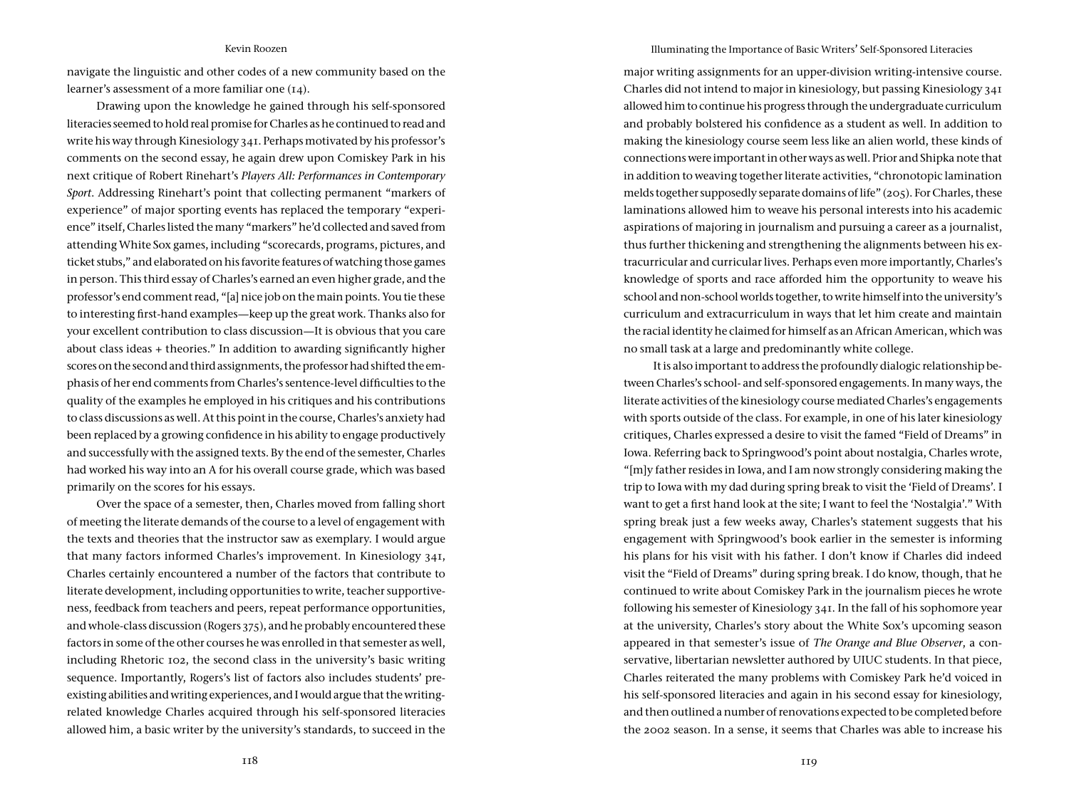navigate the linguistic and other codes of a new community based on the learner's assessment of a more familiar one (14).

Drawing upon the knowledge he gained through his self-sponsored literacies seemed to hold real promise for Charles as he continued to read and write his way through Kinesiology 341. Perhaps motivated by his professor's comments on the second essay, he again drew upon Comiskey Park in his next critique of Robert Rinehart's *Players All: Performances in Contemporary Sport*. Addressing Rinehart's point that collecting permanent "markers of experience" of major sporting events has replaced the temporary "experience" itself, Charles listed the many "markers" he'd collected and saved from attending White Sox games, including "scorecards, programs, pictures, and ticket stubs," and elaborated on his favorite features of watching those games in person. This third essay of Charles's earned an even higher grade, and the professor's end comment read, "[a] nice job on the main points. You tie these to interesting first-hand examples—keep up the great work. Thanks also for your excellent contribution to class discussion—It is obvious that you care about class ideas + theories." In addition to awarding significantly higher scores on the second and third assignments, the professor had shifted the emphasis of her end comments from Charles's sentence-level difficulties to the quality of the examples he employed in his critiques and his contributions to class discussions as well. At this point in the course, Charles's anxiety had been replaced by a growing confidence in his ability to engage productively and successfully with the assigned texts. By the end of the semester, Charles had worked his way into an A for his overall course grade, which was based primarily on the scores for his essays.

Over the space of a semester, then, Charles moved from falling short of meeting the literate demands of the course to a level of engagement with the texts and theories that the instructor saw as exemplary. I would argue that many factors informed Charles's improvement. In Kinesiology 341, Charles certainly encountered a number of the factors that contribute to literate development, including opportunities to write, teacher supportiveness, feedback from teachers and peers, repeat performance opportunities, and whole-class discussion (Rogers 375), and he probably encountered these factors in some of the other courses he was enrolled in that semester as well, including Rhetoric 102, the second class in the university's basic writing sequence. Importantly, Rogers's list of factors also includes students' preexisting abilities and writing experiences, and I would argue that the writing-related knowledge Charles acquired through his self-sponsored literacies allowed him, a basic writer by the university's standards, to succeed in the major writing assignments for an upper-division writing-intensive course. Charles did not intend to major in kinesiology, but passing Kinesiology 341 allowed him to continue his progress through the undergraduate curriculum and probably bolstered his confidence as a student as well. In addition to making the kinesiology course seem less like an alien world, these kinds of connections were important in other ways as well. Prior and Shipka note that in addition to weaving together literate activities, "chronotopic lamination melds together supposedly separate domains of life" (205). For Charles, these laminations allowed him to weave his personal interests into his academic aspirations of majoring in journalism and pursuing a career as a journalist, thus further thickening and strengthening the alignments between his extracurricular and curricular lives. Perhaps even more importantly, Charles's knowledge of sports and race afforded him the opportunity to weave his school and non-school worlds together, to write himself into the university's curriculum and extracurriculum in ways that let him create and maintain the racial identity he claimed for himself as an African American, which was no small task at a large and predominantly white college.

It is also important to address the profoundly dialogic relationship between Charles's school- and self-sponsored engagements. In many ways, the literate activities of the kinesiology course mediated Charles's engagements with sports outside of the class. For example, in one of his later kinesiology critiques, Charles expressed a desire to visit the famed "Field of Dreams" in Iowa. Referring back to Springwood's point about nostalgia, Charles wrote, "[m]y father resides in Iowa, and I am now strongly considering making the trip to Iowa with my dad during spring break to visit the 'Field of Dreams'. I want to get a first hand look at the site; I want to feel the 'Nostalgia'." With spring break just a few weeks away, Charles's statement suggests that his engagement with Springwood's book earlier in the semester is informing his plans for his visit with his father. I don't know if Charles did indeed visit the "Field of Dreams" during spring break. I do know, though, that he continued to write about Comiskey Park in the journalism pieces he wrote following his semester of Kinesiology 341. In the fall of his sophomore year at the university, Charles's story about the White Sox's upcoming season appeared in that semester's issue of *The Orange and Blue Observer*, a conservative, libertarian newsletter authored by UIUC students. In that piece, Charles reiterated the many problems with Comiskey Park he'd voiced in his self-sponsored literacies and again in his second essay for kinesiology, and then outlined a number of renovations expected to be completed before the 2002 season. In a sense, it seems that Charles was able to increase his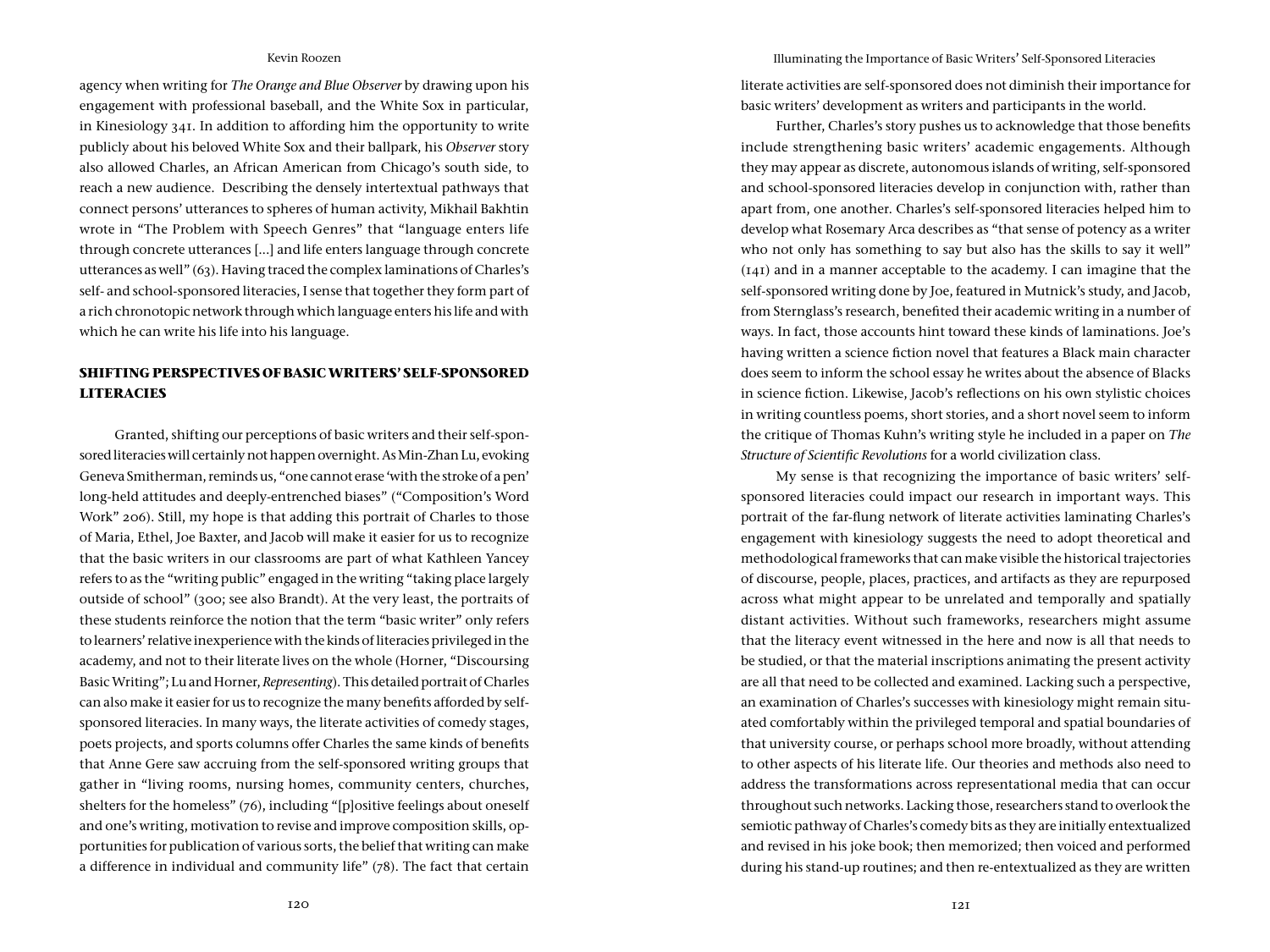agency when writing for *The Orange and Blue Observer* by drawing upon his engagement with professional baseball, and the White Sox in particular, in Kinesiology 341. In addition to affording him the opportunity to write publicly about his beloved White Sox and their ballpark, his *Observer* story also allowed Charles, an African American from Chicago's south side, to reach a new audience. Describing the densely intertextual pathways that connect persons' utterances to spheres of human activity, Mikhail Bakhtin wrote in "The Problem with Speech Genres" that "language enters life through concrete utterances [...] and life enters language through concrete utterances as well" (63). Having traced the complex laminations of Charles's self- and school-sponsored literacies, I sense that together they form part of a rich chronotopic network through which language enters his life and with which he can write his life into his language.

## SHIFTING PERSPECTIVES OF BASIC WRITERS' SELF-SPONSORED LITERACIES

Granted, shifting our perceptions of basic writers and their self-sponsored literacies will certainly not happen overnight. As Min-Zhan Lu, evoking Geneva Smitherman, reminds us, "one cannot erase 'with the stroke of a pen' long-held attitudes and deeply-entrenched biases" ("Composition's Word Work" 206). Still, my hope is that adding this portrait of Charles to those of Maria, Ethel, Joe Baxter, and Jacob will make it easier for us to recognize that the basic writers in our classrooms are part of what Kathleen Yancey refers to as the "writing public" engaged in the writing "taking place largely outside of school" (300; see also Brandt). At the very least, the portraits of these students reinforce the notion that the term "basic writer" only refers to learners' relative inexperience with the kinds of literacies privileged in the academy, and not to their literate lives on the whole (Horner, "Discoursing Basic Writing"; Lu and Horner, *Representing*). This detailed portrait of Charles can also make it easier for us to recognize the many benefits afforded by self-sponsored literacies. In many ways, the literate activities of comedy stages, poets projects, and sports columns offer Charles the same kinds of benefits that Anne Gere saw accruing from the self-sponsored writing groups that gather in "living rooms, nursing homes, community centers, churches, shelters for the homeless" (76), including "[p]ositive feelings about oneself and one's writing, motivation to revise and improve composition skills, opportunities for publication of various sorts, the belief that writing can make a difference in individual and community life" (78). The fact that certain literate activities are self-sponsored does not diminish their importance for basic writers' development as writers and participants in the world.

Further, Charles's story pushes us to acknowledge that those benefits include strengthening basic writers' academic engagements. Although they may appear as discrete, autonomous islands of writing, self-sponsored and school-sponsored literacies develop in conjunction with, rather than apart from, one another. Charles's self-sponsored literacies helped him to develop what Rosemary Arca describes as "that sense of potency as a writer who not only has something to say but also has the skills to say it well" (141) and in a manner acceptable to the academy. I can imagine that the self-sponsored writing done by Joe, featured in Mutnick's study, and Jacob, from Sternglass's research, benefited their academic writing in a number of ways. In fact, those accounts hint toward these kinds of laminations. Joe's having written a science fiction novel that features a Black main character does seem to inform the school essay he writes about the absence of Blacks in science fiction. Likewise, Jacob's reflections on his own stylistic choices in writing countless poems, short stories, and a short novel seem to inform the critique of Thomas Kuhn's writing style he included in a paper on *The Structure of Scientific Revolutions* for a world civilization class.

My sense is that recognizing the importance of basic writers' self-sponsored literacies could impact our research in important ways. This portrait of the far-flung network of literate activities laminating Charles's engagement with kinesiology suggests the need to adopt theoretical and methodological frameworks that can make visible the historical trajectories of discourse, people, places, practices, and artifacts as they are repurposed across what might appear to be unrelated and temporally and spatially distant activities. Without such frameworks, researchers might assume that the literacy event witnessed in the here and now is all that needs to be studied, or that the material inscriptions animating the present activity are all that need to be collected and examined. Lacking such a perspective, an examination of Charles's successes with kinesiology might remain situated comfortably within the privileged temporal and spatial boundaries of that university course, or perhaps school more broadly, without attending to other aspects of his literate life. Our theories and methods also need to address the transformations across representational media that can occur throughout such networks. Lacking those, researchers stand to overlook the semiotic pathway of Charles's comedy bits as they are initially entextualized and revised in his joke book; then memorized; then voiced and performed during his stand-up routines; and then re-entextualized as they are written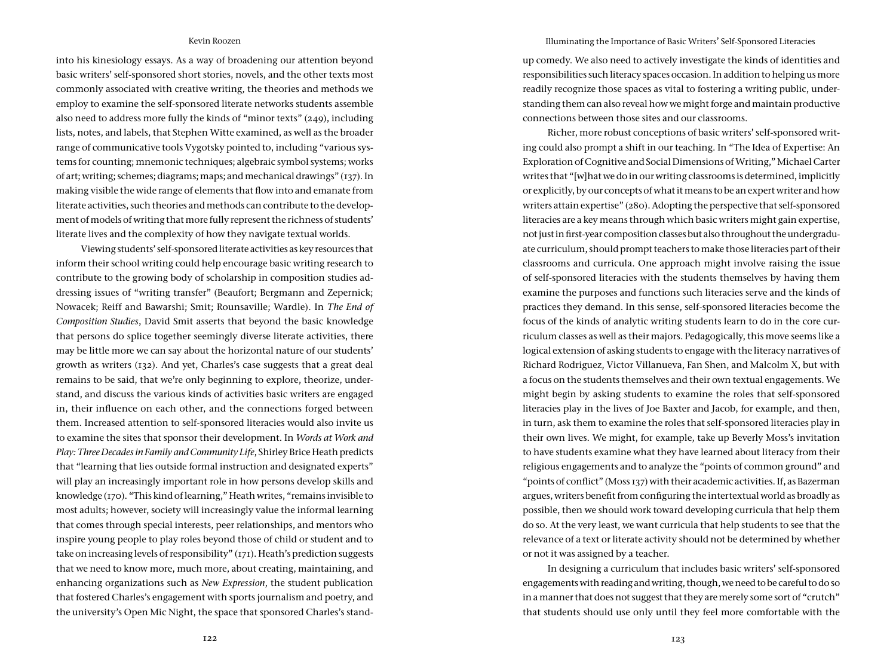into his kinesiology essays. As a way of broadening our attention beyond basic writers' self-sponsored short stories, novels, and the other texts most commonly associated with creative writing, the theories and methods we employ to examine the self-sponsored literate networks students assemble also need to address more fully the kinds of "minor texts" (249), including lists, notes, and labels, that Stephen Witte examined, as well as the broader range of communicative tools Vygotsky pointed to, including "various systems for counting; mnemonic techniques; algebraic symbol systems; works of art; writing; schemes; diagrams; maps; and mechanical drawings" (137). In making visible the wide range of elements that flow into and emanate from literate activities, such theories and methods can contribute to the development of models of writing that more fully represent the richness of students' literate lives and the complexity of how they navigate textual worlds.

Viewing students' self-sponsored literate activities as key resources that inform their school writing could help encourage basic writing research to contribute to the growing body of scholarship in composition studies addressing issues of "writing transfer" (Beaufort; Bergmann and Zepernick; Nowacek; Reiff and Bawarshi; Smit; Rounsaville; Wardle). In *The End of Composition Studies*, David Smit asserts that beyond the basic knowledge that persons do splice together seemingly diverse literate activities, there may be little more we can say about the horizontal nature of our students' growth as writers (132). And yet, Charles's case suggests that a great deal remains to be said, that we're only beginning to explore, theorize, understand, and discuss the various kinds of activities basic writers are engaged in, their influence on each other, and the connections forged between them. Increased attention to self-sponsored literacies would also invite us to examine the sites that sponsor their development. In *Words at Work and Play: Three Decades in Family and Community Life*, Shirley Brice Heath predicts that "learning that lies outside formal instruction and designated experts" will play an increasingly important role in how persons develop skills and knowledge (170). "This kind of learning," Heath writes, "remains invisible to most adults; however, society will increasingly value the informal learning that comes through special interests, peer relationships, and mentors who inspire young people to play roles beyond those of child or student and to take on increasing levels of responsibility" (171). Heath's prediction suggests that we need to know more, much more, about creating, maintaining, and enhancing organizations such as *New Expression*, the student publication that fostered Charles's engagement with sports journalism and poetry, and the university's Open Mic Night, the space that sponsored Charles's stand-up comedy. We also need to actively investigate the kinds of identities and responsibilities such literacy spaces occasion. In addition to helping us more readily recognize those spaces as vital to fostering a writing public, understanding them can also reveal how we might forge and maintain productive connections between those sites and our classrooms.

Richer, more robust conceptions of basic writers' self-sponsored writing could also prompt a shift in our teaching. In "The Idea of Expertise: An Exploration of Cognitive and Social Dimensions of Writing," Michael Carter writes that "[w]hat we do in our writing classrooms is determined, implicitly or explicitly, by our concepts of what it means to be an expert writer and how writers attain expertise" (280). Adopting the perspective that self-sponsored literacies are a key means through which basic writers might gain expertise, not just in first-year composition classes but also throughout the undergraduate curriculum, should prompt teachers to make those literacies part of their classrooms and curricula. One approach might involve raising the issue of self-sponsored literacies with the students themselves by having them examine the purposes and functions such literacies serve and the kinds of practices they demand. In this sense, self-sponsored literacies become the focus of the kinds of analytic writing students learn to do in the core curriculum classes as well as their majors. Pedagogically, this move seems like a logical extension of asking students to engage with the literacy narratives of Richard Rodriguez, Victor Villanueva, Fan Shen, and Malcolm X, but with a focus on the students themselves and their own textual engagements. We might begin by asking students to examine the roles that self-sponsored literacies play in the lives of Joe Baxter and Jacob, for example, and then, in turn, ask them to examine the roles that self-sponsored literacies play in their own lives. We might, for example, take up Beverly Moss's invitation to have students examine what they have learned about literacy from their religious engagements and to analyze the "points of common ground" and "points of conflict" (Moss 137) with their academic activities. If, as Bazerman argues, writers benefit from configuring the intertextual world as broadly as possible, then we should work toward developing curricula that help them do so. At the very least, we want curricula that help students to see that the relevance of a text or literate activity should not be determined by whether or not it was assigned by a teacher.

In designing a curriculum that includes basic writers' self-sponsored engagements with reading and writing, though, we need to be careful to do so in a manner that does not suggest that they are merely some sort of "crutch" that students should use only until they feel more comfortable with the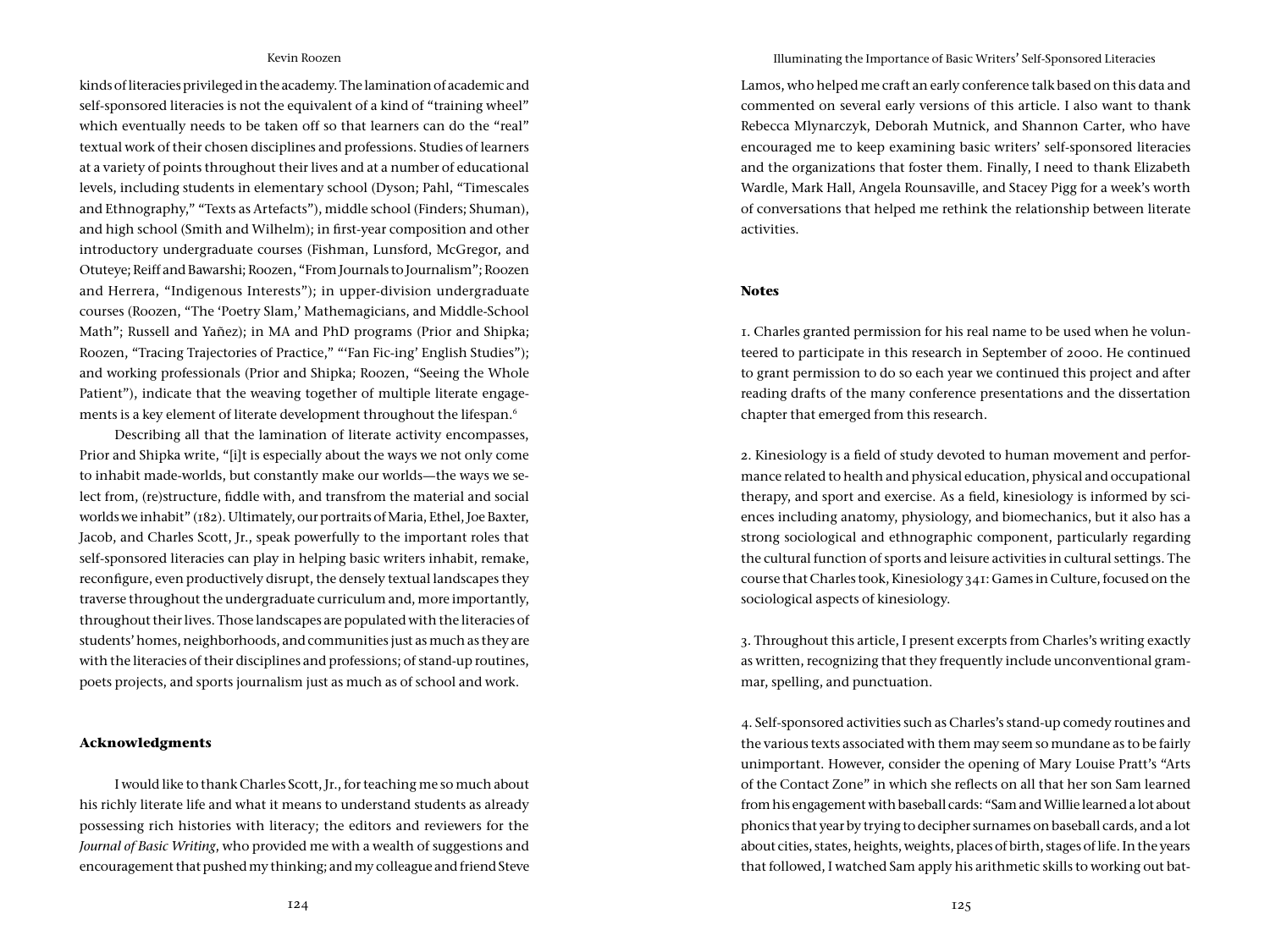kinds of literacies privileged in the academy. The lamination of academic and self-sponsored literacies is not the equivalent of a kind of "training wheel" which eventually needs to be taken off so that learners can do the "real" textual work of their chosen disciplines and professions. Studies of learners at a variety of points throughout their lives and at a number of educational levels, including students in elementary school (Dyson; Pahl, "Timescales and Ethnography," "Texts as Artefacts"), middle school (Finders; Shuman), and high school (Smith and Wilhelm); in first-year composition and other introductory undergraduate courses (Fishman, Lunsford, McGregor, and Otuteye; Reiff and Bawarshi; Roozen, "From Journals to Journalism"; Roozen and Herrera, "Indigenous Interests"); in upper-division undergraduate courses (Roozen, "The 'Poetry Slam,' Mathemagicians, and Middle-School Math"; Russell and Yañez); in MA and PhD programs (Prior and Shipka; Roozen, "Tracing Trajectories of Practice," "'Fan Fic-ing' English Studies"); and working professionals (Prior and Shipka; Roozen, "Seeing the Whole Patient"), indicate that the weaving together of multiple literate engagements is a key element of literate development throughout the lifespan.[6]

Describing all that the lamination of literate activity encompasses, Prior and Shipka write, "[i]t is especially about the ways we not only come to inhabit made-worlds, but constantly make our worlds—the ways we select from, (re)structure, fiddle with, and transfrom the material and social worlds we inhabit" (182). Ultimately, our portraits of Maria, Ethel, Joe Baxter, Jacob, and Charles Scott, Jr., speak powerfully to the important roles that self-sponsored literacies can play in helping basic writers inhabit, remake, reconfigure, even productively disrupt, the densely textual landscapes they traverse throughout the undergraduate curriculum and, more importantly, throughout their lives. Those landscapes are populated with the literacies of students' homes, neighborhoods, and communities just as much as they are with the literacies of their disciplines and professions; of stand-up routines, poets projects, and sports journalism just as much as of school and work.

### Acknowledgments

I would like to thank Charles Scott, Jr., for teaching me so much about his richly literate life and what it means to understand students as already possessing rich histories with literacy; the editors and reviewers for the *Journal of Basic Writing*, who provided me with a wealth of suggestions and encouragement that pushed my thinking; and my colleague and friend Steve Lamos, who helped me craft an early conference talk based on this data and commented on several early versions of this article. I also want to thank Rebecca Mlynarczyk, Deborah Mutnick, and Shannon Carter, who have encouraged me to keep examining basic writers' self-sponsored literacies and the organizations that foster them. Finally, I need to thank Elizabeth Wardle, Mark Hall, Angela Rounsaville, and Stacey Pigg for a week's worth of conversations that helped me rethink the relationship between literate activities.

### Notes

1. Charles granted permission for his real name to be used when he volunteered to participate in this research in September of 2000. He continued to grant permission to do so each year we continued this project and after reading drafts of the many conference presentations and the dissertation chapter that emerged from this research.

2. Kinesiology is a field of study devoted to human movement and performance related to health and physical education, physical and occupational therapy, and sport and exercise. As a field, kinesiology is informed by sciences including anatomy, physiology, and biomechanics, but it also has a strong sociological and ethnographic component, particularly regarding the cultural function of sports and leisure activities in cultural settings. The course that Charles took, Kinesiology 341: Games in Culture, focused on the sociological aspects of kinesiology.

3. Throughout this article, I present excerpts from Charles's writing exactly as written, recognizing that they frequently include unconventional grammar, spelling, and punctuation.

4. Self-sponsored activities such as Charles's stand-up comedy routines and the various texts associated with them may seem so mundane as to be fairly unimportant. However, consider the opening of Mary Louise Pratt's "Arts of the Contact Zone" in which she reflects on all that her son Sam learned from his engagement with baseball cards: "Sam and Willie learned a lot about phonics that year by trying to decipher surnames on baseball cards, and a lot about cities, states, heights, weights, places of birth, stages of life. In the years that followed, I watched Sam apply his arithmetic skills to working out bat-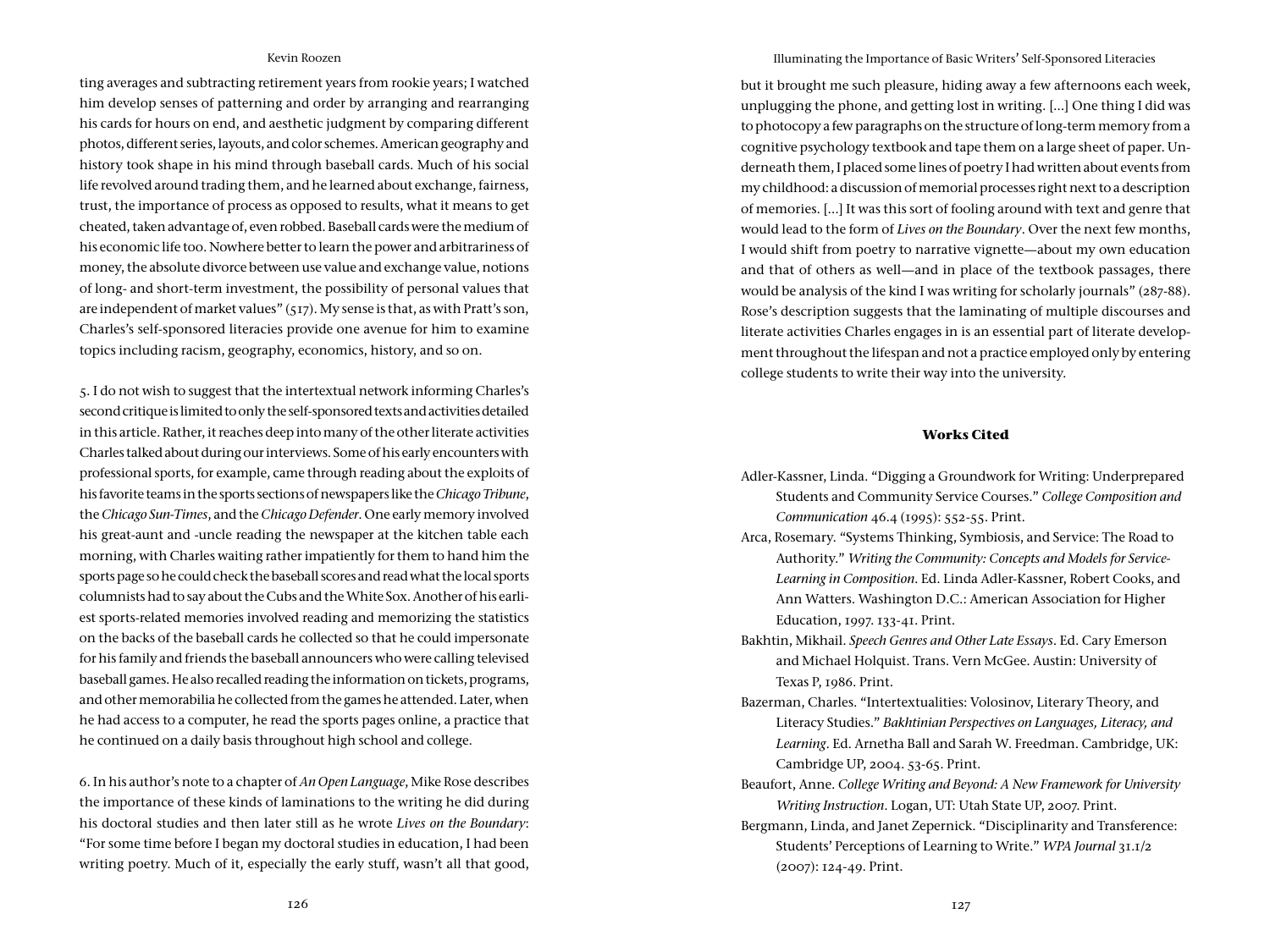ting averages and subtracting retirement years from rookie years; I watched him develop senses of patterning and order by arranging and rearranging his cards for hours on end, and aesthetic judgment by comparing different photos, different series, layouts, and color schemes. American geography and history took shape in his mind through baseball cards. Much of his social life revolved around trading them, and he learned about exchange, fairness, trust, the importance of process as opposed to results, what it means to get cheated, taken advantage of, even robbed. Baseball cards were the medium of his economic life too. Nowhere better to learn the power and arbitrariness of money, the absolute divorce between use value and exchange value, notions of long- and short-term investment, the possibility of personal values that are independent of market values" (517). My sense is that, as with Pratt's son, Charles's self-sponsored literacies provide one avenue for him to examine topics including racism, geography, economics, history, and so on.

5. I do not wish to suggest that the intertextual network informing Charles's second critique is limited to only the self-sponsored texts and activities detailed in this article. Rather, it reaches deep into many of the other literate activities Charles talked about during our interviews. Some of his early encounters with professional sports, for example, came through reading about the exploits of his favorite teams in the sports sections of newspapers like the *Chicago Tribune*, the *Chicago Sun-Times*, and the *Chicago Defender*. One early memory involved his great-aunt and -uncle reading the newspaper at the kitchen table each morning, with Charles waiting rather impatiently for them to hand him the sports page so he could check the baseball scores and read what the local sports columnists had to say about the Cubs and the White Sox. Another of his earliest sports-related memories involved reading and memorizing the statistics on the backs of the baseball cards he collected so that he could impersonate for his family and friends the baseball announcers who were calling televised baseball games. He also recalled reading the information on tickets, programs, and other memorabilia he collected from the games he attended. Later, when he had access to a computer, he read the sports pages online, a practice that he continued on a daily basis throughout high school and college.

6. In his author's note to a chapter of *An Open Language*, Mike Rose describes the importance of these kinds of laminations to the writing he did during his doctoral studies and then later still as he wrote *Lives on the Boundary*: "For some time before I began my doctoral studies in education, I had been writing poetry. Much of it, especially the early stuff, wasn't all that good, but it brought me such pleasure, hiding away a few afternoons each week, unplugging the phone, and getting lost in writing. [...] One thing I did was to photocopy a few paragraphs on the structure of long-term memory from a cognitive psychology textbook and tape them on a large sheet of paper. Underneath them, I placed some lines of poetry I had written about events from my childhood: a discussion of memorial processes right next to a description of memories. [...] It was this sort of fooling around with text and genre that would lead to the form of *Lives on the Boundary*. Over the next few months, I would shift from poetry to narrative vignette—about my own education and that of others as well—and in place of the textbook passages, there would be analysis of the kind I was writing for scholarly journals" (287-88). Rose's description suggests that the laminating of multiple discourses and literate activities Charles engages in is an essential part of literate development throughout the lifespan and not a practice employed only by entering college students to write their way into the university.

## Works Cited

Adler-Kassner, Linda. "Digging a Groundwork for Writing: Underprepared Students and Community Service Courses." *College Composition and Communication* 46.4 (1995): 552-55. Print.

Arca, Rosemary. "Systems Thinking, Symbiosis, and Service: The Road to Authority." *Writing the Community: Concepts and Models for Service-Learning in Composition*. Ed. Linda Adler-Kassner, Robert Cooks, and Ann Watters. Washington D.C.: American Association for Higher Education, 1997. 133-41. Print.

Bakhtin, Mikhail. *Speech Genres and Other Late Essays*. Ed. Cary Emerson and Michael Holquist. Trans. Vern McGee. Austin: University of Texas P, 1986. Print.

Bazerman, Charles. "Intertextualities: Volosinov, Literary Theory, and Literacy Studies." *Bakhtinian Perspectives on Languages, Literacy, and Learning*. Ed. Arnetha Ball and Sarah W. Freedman. Cambridge, UK: Cambridge UP, 2004. 53-65. Print.

Beaufort, Anne. *College Writing and Beyond: A New Framework for University Writing Instruction*. Logan, UT: Utah State UP, 2007. Print.

Bergmann, Linda, and Janet Zepernick. "Disciplinarity and Transference: Students' Perceptions of Learning to Write." *WPA Journal* 31.1/2 (2007): 124-49. Print.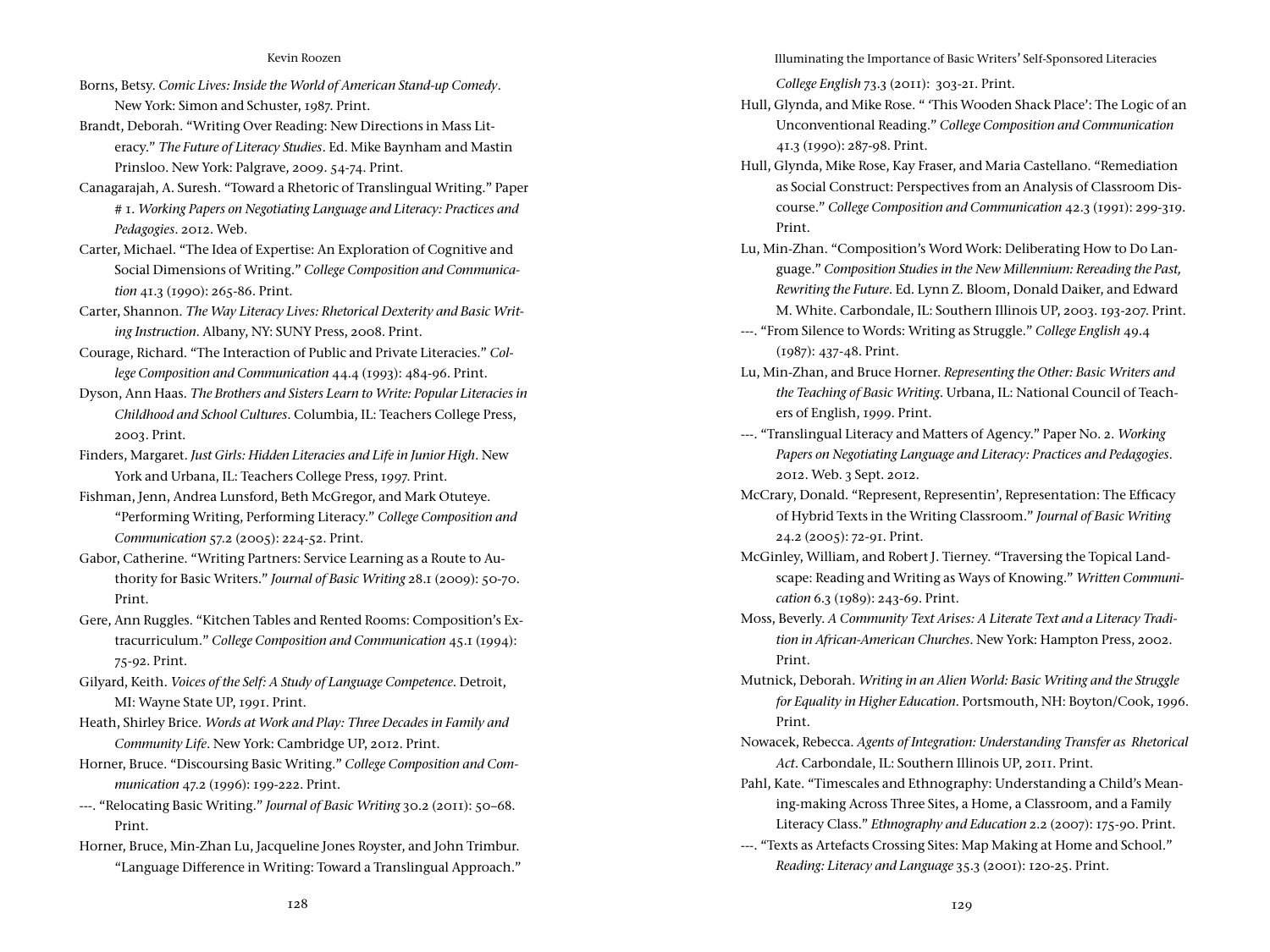Borns, Betsy. *Comic Lives: Inside the World of American Stand-up Comedy*. New York: Simon and Schuster, 1987. Print.

Brandt, Deborah. "Writing Over Reading: New Directions in Mass Literacy." *The Future of Literacy Studies*. Ed. Mike Baynham and Mastin Prinsloo. New York: Palgrave, 2009. 54-74. Print.

Canagarajah, A. Suresh. "Toward a Rhetoric of Translingual Writing." Paper # 1. *Working Papers on Negotiating Language and Literacy: Practices and Pedagogies*. 2012. Web.

Carter, Michael. "The Idea of Expertise: An Exploration of Cognitive and Social Dimensions of Writing." *College Composition and Communication* 41.3 (1990): 265-86. Print.

Carter, Shannon. *The Way Literacy Lives: Rhetorical Dexterity and Basic Writing Instruction*. Albany, NY: SUNY Press, 2008. Print.

Courage, Richard. "The Interaction of Public and Private Literacies." *College Composition and Communication* 44.4 (1993): 484-96. Print.

Dyson, Ann Haas. *The Brothers and Sisters Learn to Write: Popular Literacies in Childhood and School Cultures*. Columbia, IL: Teachers College Press, 2003. Print.

Finders, Margaret. *Just Girls: Hidden Literacies and Life in Junior High*. New York and Urbana, IL: Teachers College Press, 1997. Print.

Fishman, Jenn, Andrea Lunsford, Beth McGregor, and Mark Otuteye. "Performing Writing, Performing Literacy." *College Composition and Communication* 57.2 (2005): 224-52. Print.

Gabor, Catherine. "Writing Partners: Service Learning as a Route to Authority for Basic Writers." *Journal of Basic Writing* 28.1 (2009): 50-70. Print.

Gere, Ann Ruggles. "Kitchen Tables and Rented Rooms: Composition's Extracurriculum." *College Composition and Communication* 45.1 (1994): 75-92. Print.

Gilyard, Keith. *Voices of the Self: A Study of Language Competence*. Detroit, MI: Wayne State UP, 1991. Print.

Heath, Shirley Brice. *Words at Work and Play: Three Decades in Family and Community Life*. New York: Cambridge UP, 2012. Print.

Horner, Bruce. "Discoursing Basic Writing." *College Composition and Communication* 47.2 (1996): 199-222. Print.

---. "Relocating Basic Writing." *Journal of Basic Writing* 30.2 (2011): 50–68. Print.

Horner, Bruce, Min-Zhan Lu, Jacqueline Jones Royster, and John Trimbur. "Language Difference in Writing: Toward a Translingual Approach." *College English* 73.3 (2011): 303-21. Print.

Hull, Glynda, and Mike Rose. " 'This Wooden Shack Place': The Logic of an Unconventional Reading." *College Composition and Communication* 41.3 (1990): 287-98. Print.

Hull, Glynda, Mike Rose, Kay Fraser, and Maria Castellano. "Remediation as Social Construct: Perspectives from an Analysis of Classroom Discourse." *College Composition and Communication* 42.3 (1991): 299-319. Print.

Lu, Min-Zhan. "Composition's Word Work: Deliberating How to Do Language." *Composition Studies in the New Millennium: Rereading the Past, Rewriting the Future*. Ed. Lynn Z. Bloom, Donald Daiker, and Edward M. White. Carbondale, IL: Southern Illinois UP, 2003. 193-207. Print.

---. "From Silence to Words: Writing as Struggle." *College English* 49.4 (1987): 437-48. Print.

Lu, Min-Zhan, and Bruce Horner. *Representing the Other: Basic Writers and the Teaching of Basic Writing*. Urbana, IL: National Council of Teachers of English, 1999. Print.

---. "Translingual Literacy and Matters of Agency." Paper No. 2. *Working Papers on Negotiating Language and Literacy: Practices and Pedagogies*. 2012. Web. 3 Sept. 2012.

McCrary, Donald. "Represent, Representin', Representation: The Efficacy of Hybrid Texts in the Writing Classroom." *Journal of Basic Writing* 24.2 (2005): 72-91. Print.

McGinley, William, and Robert J. Tierney. "Traversing the Topical Landscape: Reading and Writing as Ways of Knowing." *Written Communication* 6.3 (1989): 243-69. Print.

Moss, Beverly. *A Community Text Arises: A Literate Text and a Literacy Tradition in African-American Churches*. New York: Hampton Press, 2002. Print.

Mutnick, Deborah. *Writing in an Alien World: Basic Writing and the Struggle for Equality in Higher Education*. Portsmouth, NH: Boyton/Cook, 1996. Print.

Nowacek, Rebecca. *Agents of Integration: Understanding Transfer as Rhetorical Act*. Carbondale, IL: Southern Illinois UP, 2011. Print.

Pahl, Kate. "Timescales and Ethnography: Understanding a Child's Meaning-making Across Three Sites, a Home, a Classroom, and a Family Literacy Class." *Ethnography and Education* 2.2 (2007): 175-90. Print.

---. "Texts as Artefacts Crossing Sites: Map Making at Home and School." *Reading: Literacy and Language* 35.3 (2001): 120-25. Print.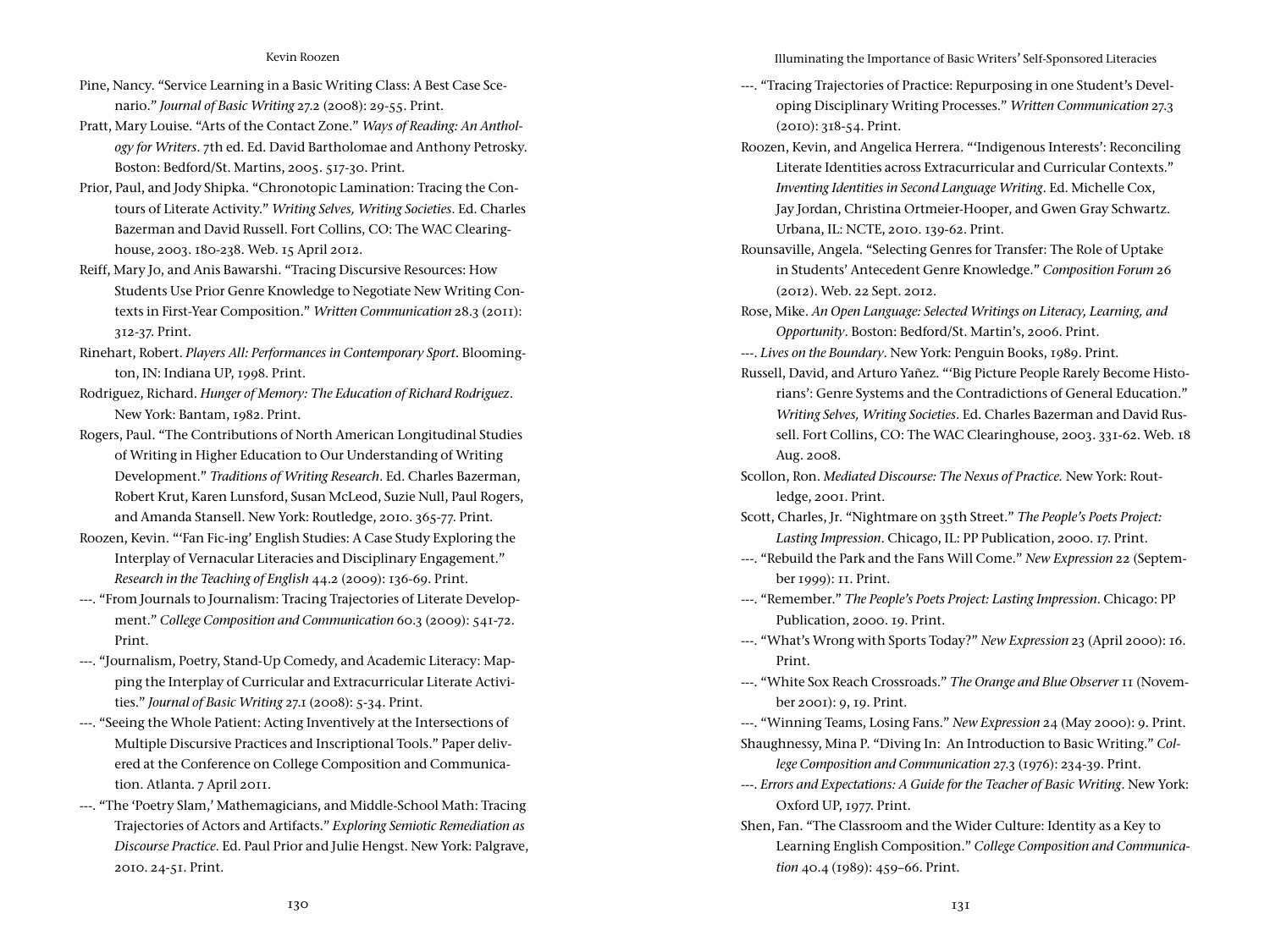Pine, Nancy. "Service Learning in a Basic Writing Class: A Best Case Scenario." *Journal of Basic Writing* 27.2 (2008): 29-55. Print.

Pratt, Mary Louise. "Arts of the Contact Zone." *Ways of Reading: An Anthology for Writers*. 7th ed. Ed. David Bartholomae and Anthony Petrosky. Boston: Bedford/St. Martins, 2005. 517-30. Print.

Prior, Paul, and Jody Shipka. "Chronotopic Lamination: Tracing the Contours of Literate Activity." *Writing Selves, Writing Societies*. Ed. Charles Bazerman and David Russell. Fort Collins, CO: The WAC Clearinghouse, 2003. 180-238. Web. 15 April 2012.

Reiff, Mary Jo, and Anis Bawarshi. "Tracing Discursive Resources: How Students Use Prior Genre Knowledge to Negotiate New Writing Contexts in First-Year Composition." *Written Communication* 28.3 (2011): 312-37. Print.

Rinehart, Robert. *Players All: Performances in Contemporary Sport*. Bloomington, IN: Indiana UP, 1998. Print.

Rodriguez, Richard. *Hunger of Memory: The Education of Richard Rodriguez*. New York: Bantam, 1982. Print.

Rogers, Paul. "The Contributions of North American Longitudinal Studies of Writing in Higher Education to Our Understanding of Writing Development." *Traditions of Writing Research*. Ed. Charles Bazerman, Robert Krut, Karen Lunsford, Susan McLeod, Suzie Null, Paul Rogers, and Amanda Stansell. New York: Routledge, 2010. 365-77. Print.

Roozen, Kevin. "'Fan Fic-ing' English Studies: A Case Study Exploring the Interplay of Vernacular Literacies and Disciplinary Engagement." *Research in the Teaching of English* 44.2 (2009): 136-69. Print.

---. "From Journals to Journalism: Tracing Trajectories of Literate Development." *College Composition and Communication* 60.3 (2009): 541-72. Print.

---. "Journalism, Poetry, Stand-Up Comedy, and Academic Literacy: Mapping the Interplay of Curricular and Extracurricular Literate Activities." *Journal of Basic Writing* 27.1 (2008): 5-34. Print.

---. "Seeing the Whole Patient: Acting Inventively at the Intersections of Multiple Discursive Practices and Inscriptional Tools." Paper delivered at the Conference on College Composition and Communication. Atlanta. 7 April 2011.

---. "The 'Poetry Slam,' Mathemagicians, and Middle-School Math: Tracing Trajectories of Actors and Artifacts." *Exploring Semiotic Remediation as Discourse Practice*. Ed. Paul Prior and Julie Hengst. New York: Palgrave, 2010. 24-51. Print.

---. "Tracing Trajectories of Practice: Repurposing in one Student's Developing Disciplinary Writing Processes." *Written Communication* 27.3 (2010): 318-54. Print.

Roozen, Kevin, and Angelica Herrera. "'Indigenous Interests': Reconciling Literate Identities across Extracurricular and Curricular Contexts." *Inventing Identities in Second Language Writing*. Ed. Michelle Cox, Jay Jordan, Christina Ortmeier-Hooper, and Gwen Gray Schwartz. Urbana, IL: NCTE, 2010. 139-62. Print.

Rounsaville, Angela. "Selecting Genres for Transfer: The Role of Uptake in Students' Antecedent Genre Knowledge." *Composition Forum* 26 (2012). Web. 22 Sept. 2012.

Rose, Mike. *An Open Language: Selected Writings on Literacy, Learning, and Opportunity*. Boston: Bedford/St. Martin's, 2006. Print.

---. *Lives on the Boundary*. New York: Penguin Books, 1989. Print.

Russell, David, and Arturo Yañez. "'Big Picture People Rarely Become Historians': Genre Systems and the Contradictions of General Education." *Writing Selves, Writing Societies*. Ed. Charles Bazerman and David Russell. Fort Collins, CO: The WAC Clearinghouse, 2003. 331-62. Web. 18 Aug. 2008.

Scollon, Ron. *Mediated Discourse: The Nexus of Practice.* New York: Routledge, 2001. Print.

Scott, Charles, Jr. "Nightmare on 35th Street." *The People's Poets Project: Lasting Impression*. Chicago, IL: PP Publication, 2000. 17. Print.

---. "Rebuild the Park and the Fans Will Come." *New Expression* 22 (September 1999): 11. Print.

---. "Remember." *The People's Poets Project: Lasting Impression*. Chicago: PP Publication, 2000. 19. Print.

---. "What's Wrong with Sports Today?" *New Expression* 23 (April 2000): 16. Print.

---. "White Sox Reach Crossroads." *The Orange and Blue Observer* 11 (November 2001): 9, 19. Print.

---. "Winning Teams, Losing Fans." *New Expression* 24 (May 2000): 9. Print.

Shaughnessy, Mina P. "Diving In: An Introduction to Basic Writing." *College Composition and Communication* 27.3 (1976): 234-39. Print.

---. *Errors and Expectations: A Guide for the Teacher of Basic Writing*. New York: Oxford UP, 1977. Print.

Shen, Fan. "The Classroom and the Wider Culture: Identity as a Key to Learning English Composition." *College Composition and Communication* 40.4 (1989): 459–66. Print.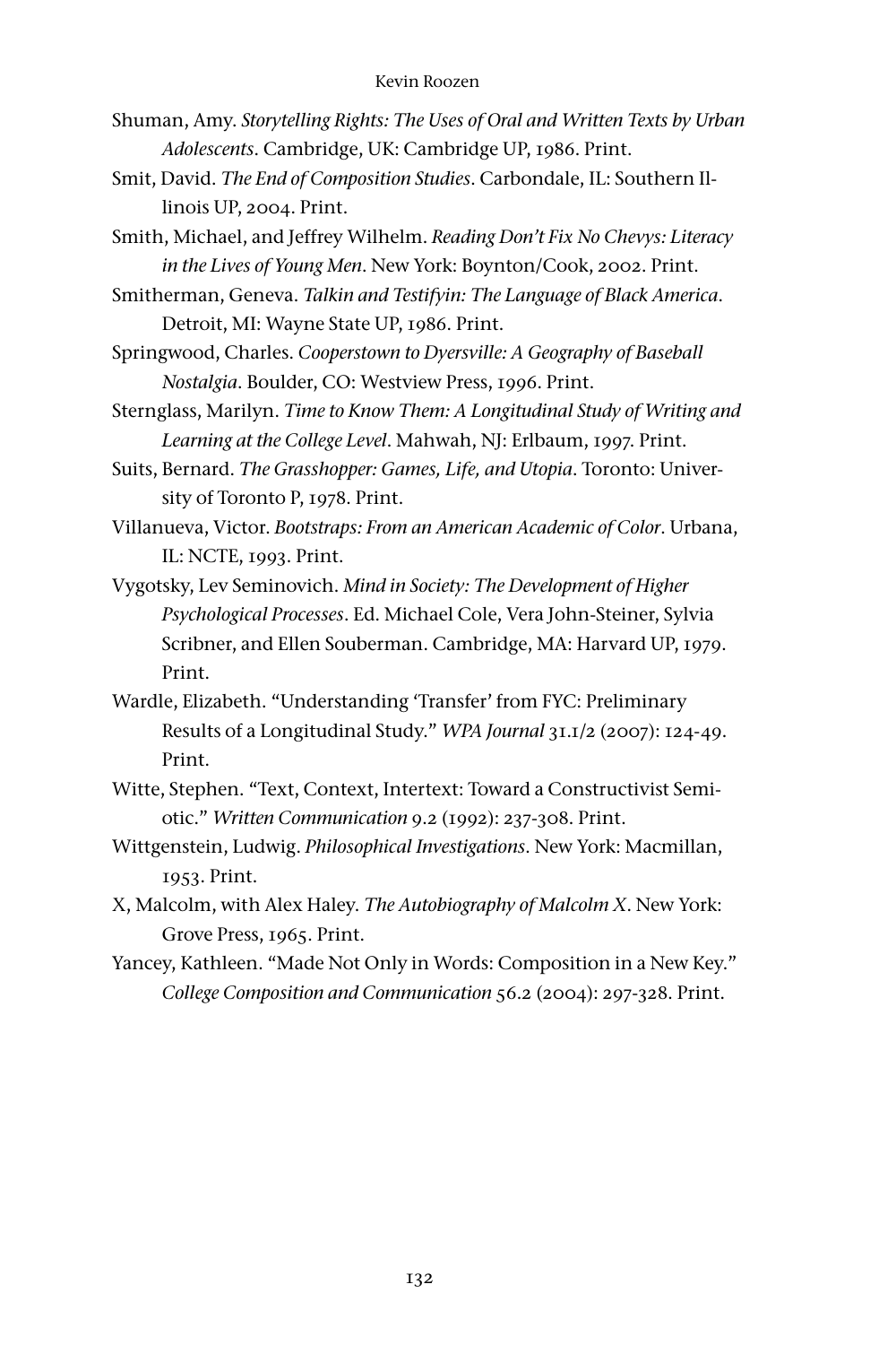Shuman, Amy. *Storytelling Rights: The Uses of Oral and Written Texts by Urban Adolescents*. Cambridge, UK: Cambridge UP, 1986. Print.

Smit, David. *The End of Composition Studies*. Carbondale, IL: Southern Illinois UP, 2004. Print.

Smith, Michael, and Jeffrey Wilhelm. *Reading Don't Fix No Chevys: Literacy in the Lives of Young Men*. New York: Boynton/Cook, 2002. Print.

Smitherman, Geneva. *Talkin and Testifyin: The Language of Black America*. Detroit, MI: Wayne State UP, 1986. Print.

Springwood, Charles. *Cooperstown to Dyersville: A Geography of Baseball Nostalgia*. Boulder, CO: Westview Press, 1996. Print.

Sternglass, Marilyn. *Time to Know Them: A Longitudinal Study of Writing and Learning at the College Level*. Mahwah, NJ: Erlbaum, 1997. Print.

Suits, Bernard. *The Grasshopper: Games, Life, and Utopia*. Toronto: University of Toronto P, 1978. Print.

Villanueva, Victor. *Bootstraps: From an American Academic of Color*. Urbana, IL: NCTE, 1993. Print.

Vygotsky, Lev Seminovich. *Mind in Society: The Development of Higher Psychological Processes*. Ed. Michael Cole, Vera John-Steiner, Sylvia Scribner, and Ellen Souberman. Cambridge, MA: Harvard UP, 1979. Print.

Wardle, Elizabeth. "Understanding 'Transfer' from FYC: Preliminary Results of a Longitudinal Study." *WPA Journal* 31.1/2 (2007): 124-49. Print.

Witte, Stephen. "Text, Context, Intertext: Toward a Constructivist Semiotic." *Written Communication* 9.2 (1992): 237-308. Print.

Wittgenstein, Ludwig. *Philosophical Investigations*. New York: Macmillan, 1953. Print.

X, Malcolm, with Alex Haley. *The Autobiography of Malcolm X*. New York: Grove Press, 1965. Print.

Yancey, Kathleen. "Made Not Only in Words: Composition in a New Key." *College Composition and Communication* 56.2 (2004): 297-328. Print.